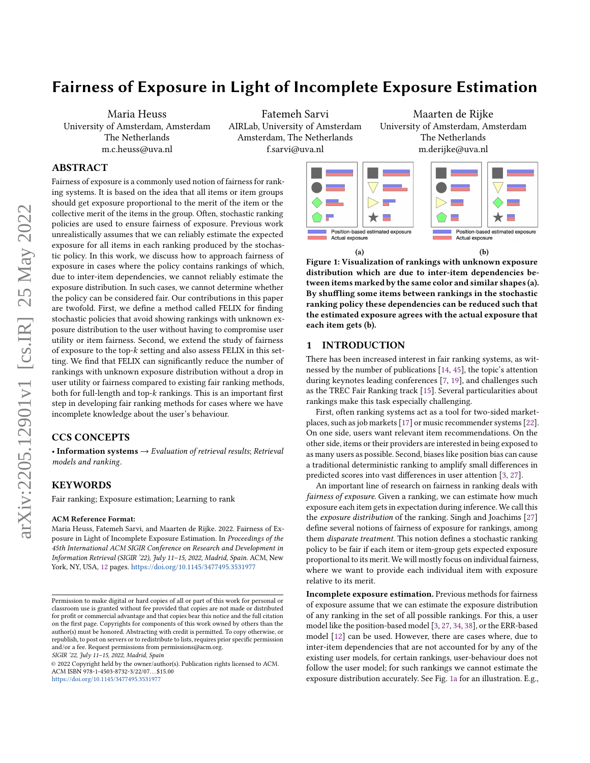# Fairness of Exposure in Light of Incomplete Exposure Estimation

Maria Heuss
University of Amsterdam, Amsterdam
The Netherlands
m.c.heuss@uva.nl

Fatemeh Sarvi
AIRLab, University of Amsterdam
Amsterdam, The Netherlands
f.sarvi@uva.nl

Maarten de Rijke
University of Amsterdam, Amsterdam
The Netherlands
m.derijke@uva.nl

## ABSTRACT

Fairness of exposure is a commonly used notion of fairness for ranking systems. It is based on the idea that all items or item groups should get exposure proportional to the merit of the item or the collective merit of the items in the group. Often, stochastic ranking policies are used to ensure fairness of exposure. Previous work unrealistically assumes that we can reliably estimate the expected exposure for all items in each ranking produced by the stochastic policy. In this work, we discuss how to approach fairness of exposure in cases where the policy contains rankings of which, due to inter-item dependencies, we cannot reliably estimate the exposure distribution. In such cases, we cannot determine whether the policy can be considered fair. Our contributions in this paper are twofold. First, we define a method called FELIX for finding stochastic policies that avoid showing rankings with unknown exposure distribution to the user without having to compromise user utility or item fairness. Second, we extend the study of fairness of exposure to the top-$k$ setting and also assess FELIX in this setting. We find that FELIX can significantly reduce the number of rankings with unknown exposure distribution without a drop in user utility or fairness compared to existing fair ranking methods, both for full-length and top-$k$ rankings. This is an important first step in developing fair ranking methods for cases where we have incomplete knowledge about the user's behaviour.

## CCS CONCEPTS

• **Information systems** → *Evaluation of retrieval results*; *Retrieval models and ranking*.

## KEYWORDS

Fair ranking; Exposure estimation; Learning to rank

**ACM Reference Format:**
Maria Heuss, Fatemeh Sarvi, and Maarten de Rijke. 2022. Fairness of Exposure in Light of Incomplete Exposure Estimation. In *Proceedings of the 45th International ACM SIGIR Conference on Research and Development in Information Retrieval (SIGIR '22), July 11–15, 2022, Madrid, Spain.* ACM, New York, NY, USA, 12 pages. https://doi.org/10.1145/3477495.3531977

Permission to make digital or hard copies of all or part of this work for personal or classroom use is granted without fee provided that copies are not made or distributed for profit or commercial advantage and that copies bear this notice and the full citation on the first page. Copyrights for components of this work owned by others than the author(s) must be honored. Abstracting with credit is permitted. To copy otherwise, or republish, to post on servers or to redistribute to lists, requires prior specific permission and/or a fee. Request permissions from permissions@acm.org.
*SIGIR '22, July 11–15, 2022, Madrid, Spain*
© 2022 Copyright held by the owner/author(s). Publication rights licensed to ACM.
ACM ISBN 978-1-4503-8732-3/22/07...$15.00
https://doi.org/10.1145/3477495.3531977

**Figure 1: Visualization of rankings with unknown exposure distribution which are due to inter-item dependencies between items marked by the same color and similar shapes (a). By shuffling some items between rankings in the stochastic ranking policy these dependencies can be reduced such that the estimated exposure agrees with the actual exposure that each item gets (b).**

## 1 INTRODUCTION

There has been increased interest in fair ranking systems, as witnessed by the number of publications [14, 45], the topic's attention during keynotes leading conferences [7, 19], and challenges such as the TREC Fair Ranking track [15]. Several particularities about rankings make this task especially challenging.

First, often ranking systems act as a tool for two-sided marketplaces, such as job markets [17] or music recommender systems [22]. On one side, users want relevant item recommendations. On the other side, items or their providers are interested in being exposed to as many users as possible. Second, biases like position bias can cause a traditional deterministic ranking to amplify small differences in predicted scores into vast differences in user attention [3, 27].

An important line of research on fairness in ranking deals with *fairness of exposure*. Given a ranking, we can estimate how much exposure each item gets in expectation during inference. We call this the *exposure distribution* of the ranking. Singh and Joachims [27] define several notions of fairness of exposure for rankings, among them *disparate treatment*. This notion defines a stochastic ranking policy to be fair if each item or item-group gets expected exposure proportional to its merit. We will mostly focus on individual fairness, where we want to provide each individual item with exposure relative to its merit.

**Incomplete exposure estimation.** Previous methods for fairness of exposure assume that we can estimate the exposure distribution of any ranking in the set of all possible rankings. For this, a user model like the position-based model [3, 27, 34, 38], or the ERR-based model [12] can be used. However, there are cases where, due to inter-item dependencies that are not accounted for by any of the existing user models, for certain rankings, user-behaviour does not follow the user model; for such rankings we cannot estimate the exposure distribution accurately. See Fig. 1a for an illustration. E.g.,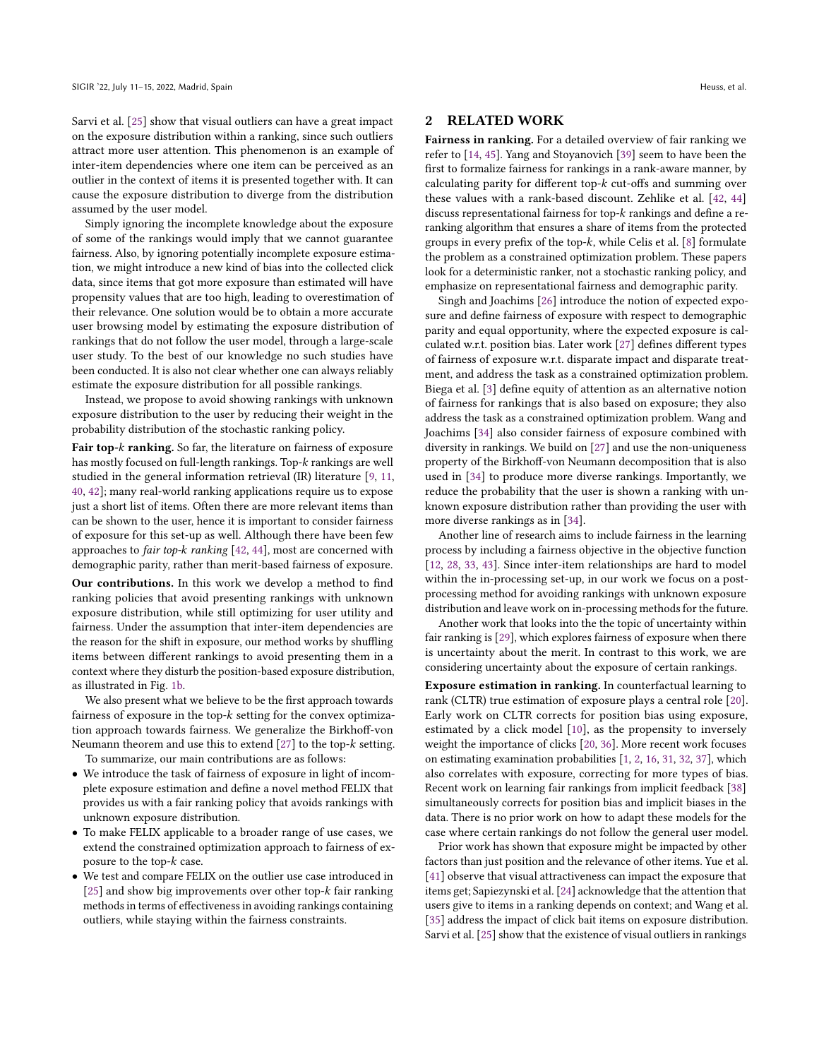Sarvi et al. [25] show that visual outliers can have a great impact on the exposure distribution within a ranking, since such outliers attract more user attention. This phenomenon is an example of inter-item dependencies where one item can be perceived as an outlier in the context of items it is presented together with. It can cause the exposure distribution to diverge from the distribution assumed by the user model.

Simply ignoring the incomplete knowledge about the exposure of some of the rankings would imply that we cannot guarantee fairness. Also, by ignoring potentially incomplete exposure estimation, we might introduce a new kind of bias into the collected click data, since items that got more exposure than estimated will have propensity values that are too high, leading to overestimation of their relevance. One solution would be to obtain a more accurate user browsing model by estimating the exposure distribution of rankings that do not follow the user model, through a large-scale user study. To the best of our knowledge no such studies have been conducted. It is also not clear whether one can always reliably estimate the exposure distribution for all possible rankings.

Instead, we propose to avoid showing rankings with unknown exposure distribution to the user by reducing their weight in the probability distribution of the stochastic ranking policy.

**Fair top-$k$ ranking.** So far, the literature on fairness of exposure has mostly focused on full-length rankings. Top-$k$ rankings are well studied in the general information retrieval (IR) literature [9, 11, 40, 42]; many real-world ranking applications require us to expose just a short list of items. Often there are more relevant items than can be shown to the user, hence it is important to consider fairness of exposure for this set-up as well. Although there have been few approaches to *fair top-k ranking* [42, 44], most are concerned with demographic parity, rather than merit-based fairness of exposure.

**Our contributions.** In this work we develop a method to find ranking policies that avoid presenting rankings with unknown exposure distribution, while still optimizing for user utility and fairness. Under the assumption that inter-item dependencies are the reason for the shift in exposure, our method works by shuffling items between different rankings to avoid presenting them in a context where they disturb the position-based exposure distribution, as illustrated in Fig. 1b.

We also present what we believe to be the first approach towards fairness of exposure in the top-$k$ setting for the convex optimization approach towards fairness. We generalize the Birkhoff-von Neumann theorem and use this to extend [27] to the top-$k$ setting.

To summarize, our main contributions are as follows:

- We introduce the task of fairness of exposure in light of incomplete exposure estimation and define a novel method FELIX that provides us with a fair ranking policy that avoids rankings with unknown exposure distribution.
- To make FELIX applicable to a broader range of use cases, we extend the constrained optimization approach to fairness of exposure to the top-$k$ case.
- We test and compare FELIX on the outlier use case introduced in [25] and show big improvements over other top-$k$ fair ranking methods in terms of effectiveness in avoiding rankings containing outliers, while staying within the fairness constraints.

## 2 RELATED WORK

**Fairness in ranking.** For a detailed overview of fair ranking we refer to [14, 45]. Yang and Stoyanovich [39] seem to have been the first to formalize fairness for rankings in a rank-aware manner, by calculating parity for different top-$k$ cut-offs and summing over these values with a rank-based discount. Zehlike et al. [42, 44] discuss representational fairness for top-$k$ rankings and define a re-ranking algorithm that ensures a share of items from the protected groups in every prefix of the top-$k$, while Celis et al. [8] formulate the problem as a constrained optimization problem. These papers look for a deterministic ranker, not a stochastic ranking policy, and emphasize on representational fairness and demographic parity.

Singh and Joachims [26] introduce the notion of expected exposure and define fairness of exposure with respect to demographic parity and equal opportunity, where the expected exposure is calculated w.r.t. position bias. Later work [27] defines different types of fairness of exposure w.r.t. disparate impact and disparate treatment, and address the task as a constrained optimization problem. Biega et al. [3] define equity of attention as an alternative notion of fairness for rankings that is also based on exposure; they also address the task as a constrained optimization problem. Wang and Joachims [34] also consider fairness of exposure combined with diversity in rankings. We build on [27] and use the non-uniqueness property of the Birkhoff-von Neumann decomposition that is also used in [34] to produce more diverse rankings. Importantly, we reduce the probability that the user is shown a ranking with unknown exposure distribution rather than providing the user with more diverse rankings as in [34].

Another line of research aims to include fairness in the learning process by including a fairness objective in the objective function [12, 28, 33, 43]. Since inter-item relationships are hard to model within the in-processing set-up, in our work we focus on a post-processing method for avoiding rankings with unknown exposure distribution and leave work on in-processing methods for the future.

Another work that looks into the the topic of uncertainty within fair ranking is [29], which explores fairness of exposure when there is uncertainty about the merit. In contrast to this work, we are considering uncertainty about the exposure of certain rankings.

**Exposure estimation in ranking.** In counterfactual learning to rank (CLTR) true estimation of exposure plays a central role [20]. Early work on CLTR corrects for position bias using exposure, estimated by a click model [10], as the propensity to inversely weight the importance of clicks [20, 36]. More recent work focuses on estimating examination probabilities [1, 2, 16, 31, 32, 37], which also correlates with exposure, correcting for more types of bias. Recent work on learning fair rankings from implicit feedback [38] simultaneously corrects for position bias and implicit biases in the data. There is no prior work on how to adapt these models for the case where certain rankings do not follow the general user model.

Prior work has shown that exposure might be impacted by other factors than just position and the relevance of other items. Yue et al. [41] observe that visual attractiveness can impact the exposure that items get; Sapiezynski et al. [24] acknowledge that the attention that users give to items in a ranking depends on context; and Wang et al. [35] address the impact of click bait items on exposure distribution. Sarvi et al. [25] show that the existence of visual outliers in rankings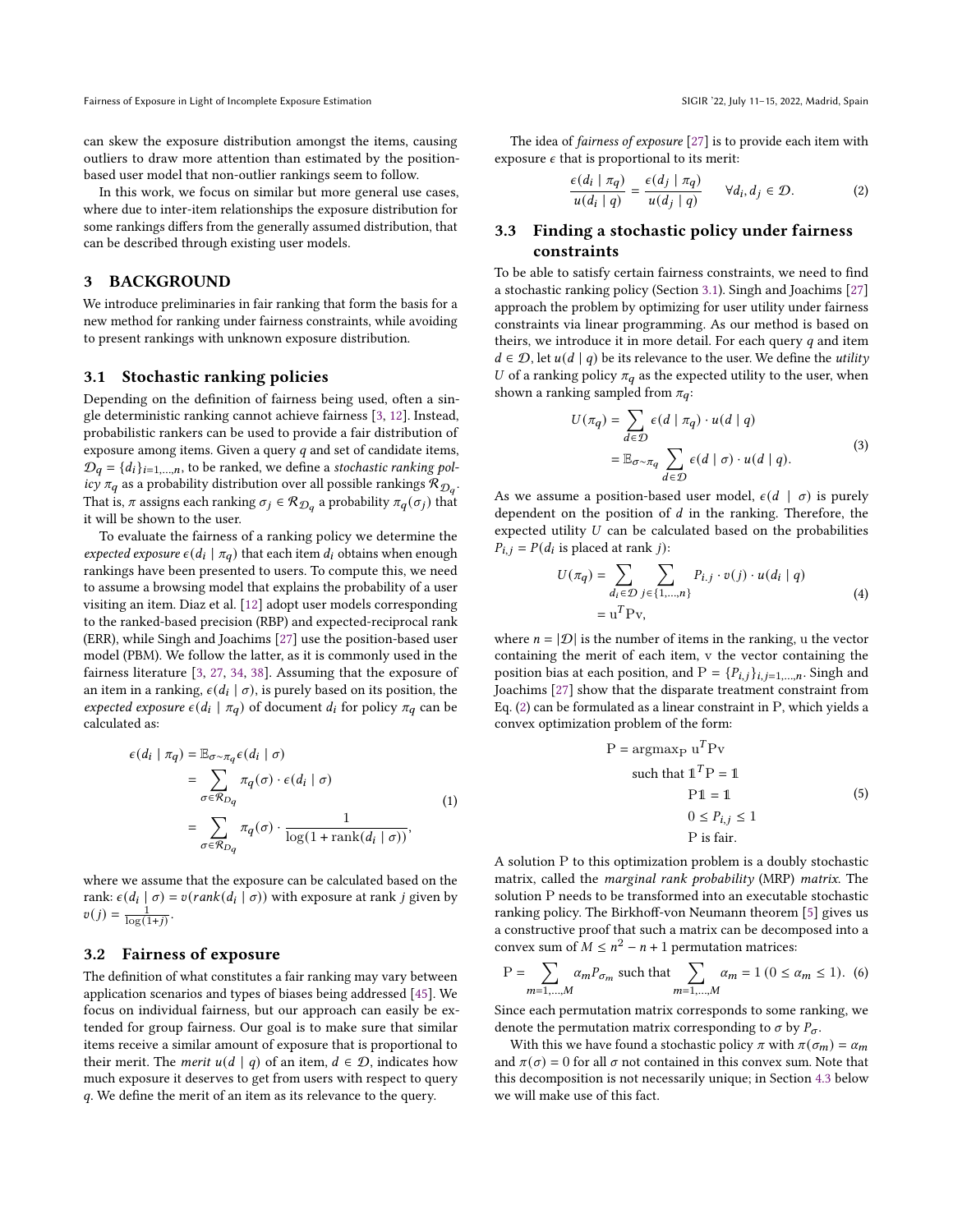can skew the exposure distribution amongst the items, causing outliers to draw more attention than estimated by the position-based user model that non-outlier rankings seem to follow.

In this work, we focus on similar but more general use cases, where due to inter-item relationships the exposure distribution for some rankings differs from the generally assumed distribution, that can be described through existing user models.

## 3 BACKGROUND

We introduce preliminaries in fair ranking that form the basis for a new method for ranking under fairness constraints, while avoiding to present rankings with unknown exposure distribution.

### 3.1 Stochastic ranking policies

Depending on the definition of fairness being used, often a single deterministic ranking cannot achieve fairness [3, 12]. Instead, probabilistic rankers can be used to provide a fair distribution of exposure among items. Given a query $q$ and set of candidate items, $\mathcal{D}_q = \{d_i\}_{i=1,\dots,n}$, to be ranked, we define a *stochastic ranking policy* $\pi_q$ as a probability distribution over all possible rankings $\mathcal{R}_{\mathcal{D}_q}$. That is, $\pi$ assigns each ranking $\sigma_j \in \mathcal{R}_{\mathcal{D}_q}$ a probability $\pi_q(\sigma_j)$ that it will be shown to the user.

To evaluate the fairness of a ranking policy we determine the *expected exposure* $\epsilon(d_i \mid \pi_q)$ that each item $d_i$ obtains when enough rankings have been presented to users. To compute this, we need to assume a browsing model that explains the probability of a user visiting an item. Diaz et al. [12] adopt user models corresponding to the ranked-based precision (RBP) and expected-reciprocal rank (ERR), while Singh and Joachims [27] use the position-based user model (PBM). We follow the latter, as it is commonly used in the fairness literature [3, 27, 34, 38]. Assuming that the exposure of an item in a ranking, $\epsilon(d_i \mid \sigma)$, is purely based on its position, the *expected exposure* $\epsilon(d_i \mid \pi_q)$ of document $d_i$ for policy $\pi_q$ can be calculated as:

$$\begin{aligned}
\epsilon(d_i \mid \pi_q) &= \mathbb{E}_{\sigma \sim \pi_q} \epsilon(d_i \mid \sigma) \\
&= \sum_{\sigma \in \mathcal{R}_{D_q}} \pi_q(\sigma) \cdot \epsilon(d_i \mid \sigma) \\
&= \sum_{\sigma \in \mathcal{R}_{D_q}} \pi_q(\sigma) \cdot \frac{1}{\log(1 + \text{rank}(d_i \mid \sigma))},
\end{aligned} \tag{1}$$

where we assume that the exposure can be calculated based on the rank: $\epsilon(d_i \mid \sigma) = v(rank(d_i \mid \sigma))$ with exposure at rank $j$ given by $v(j) = \frac{1}{\log(1+j)}$.

### 3.2 Fairness of exposure

The definition of what constitutes a fair ranking may vary between application scenarios and types of biases being addressed [45]. We focus on individual fairness, but our approach can easily be extended for group fairness. Our goal is to make sure that similar items receive a similar amount of exposure that is proportional to their merit. The *merit* $u(d \mid q)$ of an item, $d \in \mathcal{D}$, indicates how much exposure it deserves to get from users with respect to query $q$. We define the merit of an item as its relevance to the query.

The idea of *fairness of exposure* [27] is to provide each item with exposure $\epsilon$ that is proportional to its merit:

$$\frac{\epsilon(d_i \mid \pi_q)}{u(d_i \mid q)} = \frac{\epsilon(d_j \mid \pi_q)}{u(d_j \mid q)} \qquad \forall d_i, d_j \in \mathcal{D}. \tag{2}$$

### 3.3 Finding a stochastic policy under fairness constraints

To be able to satisfy certain fairness constraints, we need to find a stochastic ranking policy (Section 3.1). Singh and Joachims [27] approach the problem by optimizing for user utility under fairness constraints via linear programming. As our method is based on theirs, we introduce it in more detail. For each query $q$ and item $d \in \mathcal{D}$, let $u(d \mid q)$ be its relevance to the user. We define the *utility* $U$ of a ranking policy $\pi_q$ as the expected utility to the user, when shown a ranking sampled from $\pi_q$:

$$\begin{aligned}
U(\pi_q) &= \sum_{d \in \mathcal{D}} \epsilon(d \mid \pi_q) \cdot u(d \mid q) \\
&= \mathbb{E}_{\sigma \sim \pi_q} \sum_{d \in \mathcal{D}} \epsilon(d \mid \sigma) \cdot u(d \mid q).
\end{aligned} \tag{3}$$

As we assume a position-based user model, $\epsilon(d \mid \sigma)$ is purely dependent on the position of $d$ in the ranking. Therefore, the expected utility $U$ can be calculated based on the probabilities $P_{i,j} = P(d_i \text{ is placed at rank } j)$:

$$\begin{aligned}
U(\pi_q) &= \sum_{d_i \in \mathcal{D}} \sum_{j \in \{1,\dots,n\}} P_{i.j} \cdot v(j) \cdot u(d_i \mid q) \\
&= \mathrm{u}^T \mathrm{P} \mathrm{v},
\end{aligned} \tag{4}$$

where $n = |\mathcal{D}|$ is the number of items in the ranking, u the vector containing the merit of each item, v the vector containing the position bias at each position, and $\mathrm{P} = \{P_{i,j}\}_{i,j=1,\dots,n}$. Singh and Joachims [27] show that the disparate treatment constraint from Eq. (2) can be formulated as a linear constraint in P, which yields a convex optimization problem of the form:

$$\begin{aligned}
\mathrm{P} = \operatorname{argmax}_{\mathrm{P}}\ & \mathrm{u}^T \mathrm{P} \mathrm{v} \\
\text{such that } & \mathbb{1}^T \mathrm{P} = \mathbb{1} \\
& \mathrm{P} \mathbb{1} = \mathbb{1} \\
& 0 \leq P_{i,j} \leq 1 \\
& \mathrm{P} \text{ is fair.}
\end{aligned} \tag{5}$$

A solution P to this optimization problem is a doubly stochastic matrix, called the *marginal rank probability* (MRP) *matrix*. The solution P needs to be transformed into an executable stochastic ranking policy. The Birkhoff-von Neumann theorem [5] gives us a constructive proof that such a matrix can be decomposed into a convex sum of $M \leq n^2 - n + 1$ permutation matrices:

$$\mathrm{P} = \sum_{m=1,\dots,M} \alpha_m P_{\sigma_m} \text{ such that } \sum_{m=1,\dots,M} \alpha_m = 1 \ (0 \leq \alpha_m \leq 1). \tag{6}$$

Since each permutation matrix corresponds to some ranking, we denote the permutation matrix corresponding to $\sigma$ by $P_\sigma$.

With this we have found a stochastic policy $\pi$ with $\pi(\sigma_m) = \alpha_m$ and $\pi(\sigma) = 0$ for all $\sigma$ not contained in this convex sum. Note that this decomposition is not necessarily unique; in Section 4.3 below we will make use of this fact.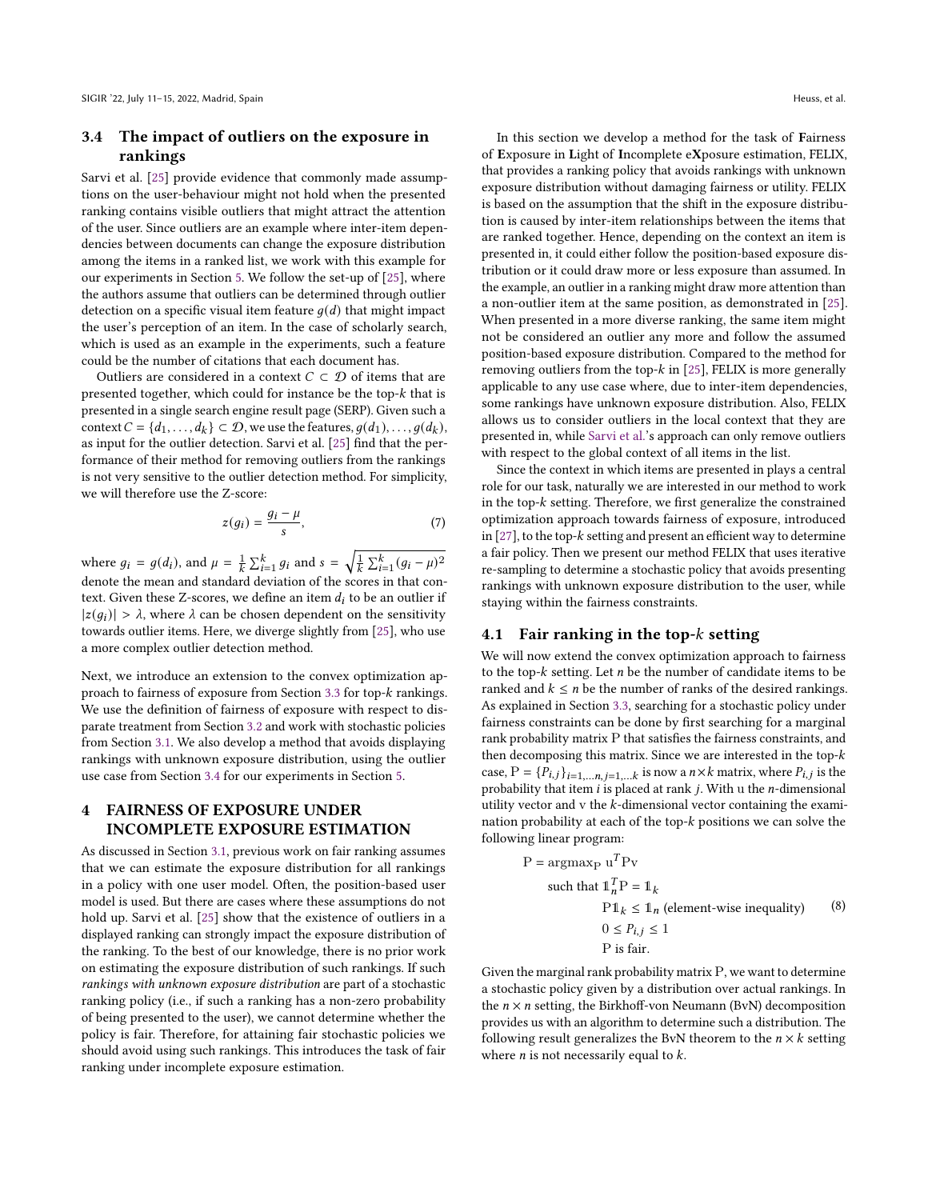### 3.4 The impact of outliers on the exposure in rankings

Sarvi et al. [25] provide evidence that commonly made assumptions on the user-behaviour might not hold when the presented ranking contains visible outliers that might attract the attention of the user. Since outliers are an example where inter-item dependencies between documents can change the exposure distribution among the items in a ranked list, we work with this example for our experiments in Section 5. We follow the set-up of [25], where the authors assume that outliers can be determined through outlier detection on a specific visual item feature $g(d)$ that might impact the user's perception of an item. In the case of scholarly search, which is used as an example in the experiments, such a feature could be the number of citations that each document has.

Outliers are considered in a context $C \subset \mathcal{D}$ of items that are presented together, which could for instance be the top-$k$ that is presented in a single search engine result page (SERP). Given such a context $C = \{d_1, \ldots, d_k\} \subset \mathcal{D}$, we use the features, $g(d_1), \ldots, g(d_k)$, as input for the outlier detection. Sarvi et al. [25] find that the performance of their method for removing outliers from the rankings is not very sensitive to the outlier detection method. For simplicity, we will therefore use the Z-score:

$$z(g_i) = \frac{g_i - \mu}{s}, \tag{7}$$

where $g_i = g(d_i)$, and $\mu = \frac{1}{k}\sum_{i=1}^{k} g_i$ and $s = \sqrt{\frac{1}{k}\sum_{i=1}^{k}(g_i - \mu)^2}$ denote the mean and standard deviation of the scores in that context. Given these Z-scores, we define an item $d_i$ to be an outlier if $|z(g_i)| > \lambda$, where $\lambda$ can be chosen dependent on the sensitivity towards outlier items. Here, we diverge slightly from [25], who use a more complex outlier detection method.

Next, we introduce an extension to the convex optimization approach to fairness of exposure from Section 3.3 for top-$k$ rankings. We use the definition of fairness of exposure with respect to disparate treatment from Section 3.2 and work with stochastic policies from Section 3.1. We also develop a method that avoids displaying rankings with unknown exposure distribution, using the outlier use case from Section 3.4 for our experiments in Section 5.

## 4 FAIRNESS OF EXPOSURE UNDER INCOMPLETE EXPOSURE ESTIMATION

As discussed in Section 3.1, previous work on fair ranking assumes that we can estimate the exposure distribution for all rankings in a policy with one user model. Often, the position-based user model is used. But there are cases where these assumptions do not hold up. Sarvi et al. [25] show that the existence of outliers in a displayed ranking can strongly impact the exposure distribution of the ranking. To the best of our knowledge, there is no prior work on estimating the exposure distribution of such rankings. If such *rankings with unknown exposure distribution* are part of a stochastic ranking policy (i.e., if such a ranking has a non-zero probability of being presented to the user), we cannot determine whether the policy is fair. Therefore, for attaining fair stochastic policies we should avoid using such rankings. This introduces the task of fair ranking under incomplete exposure estimation.

In this section we develop a method for the task of **F**airness of **E**xposure in **L**ight of **I**ncomplete e**X**posure estimation, FELIX, that provides a ranking policy that avoids rankings with unknown exposure distribution without damaging fairness or utility. FELIX is based on the assumption that the shift in the exposure distribution is caused by inter-item relationships between the items that are ranked together. Hence, depending on the context an item is presented in, it could either follow the position-based exposure distribution or it could draw more or less exposure than assumed. In the example, an outlier in a ranking might draw more attention than a non-outlier item at the same position, as demonstrated in [25]. When presented in a more diverse ranking, the same item might not be considered an outlier any more and follow the assumed position-based exposure distribution. Compared to the method for removing outliers from the top-$k$ in [25], FELIX is more generally applicable to any use case where, due to inter-item dependencies, some rankings have unknown exposure distribution. Also, FELIX allows us to consider outliers in the local context that they are presented in, while Sarvi et al.'s approach can only remove outliers with respect to the global context of all items in the list.

Since the context in which items are presented in plays a central role for our task, naturally we are interested in our method to work in the top-$k$ setting. Therefore, we first generalize the constrained optimization approach towards fairness of exposure, introduced in [27], to the top-$k$ setting and present an efficient way to determine a fair policy. Then we present our method FELIX that uses iterative re-sampling to determine a stochastic policy that avoids presenting rankings with unknown exposure distribution to the user, while staying within the fairness constraints.

### 4.1 Fair ranking in the top-$k$ setting

We will now extend the convex optimization approach to fairness to the top-$k$ setting. Let $n$ be the number of candidate items to be ranked and $k \leq n$ be the number of ranks of the desired rankings. As explained in Section 3.3, searching for a stochastic policy under fairness constraints can be done by first searching for a marginal rank probability matrix $\mathrm{P}$ that satisfies the fairness constraints, and then decomposing this matrix. Since we are interested in the top-$k$ case, $\mathrm{P} = \{P_{i,j}\}_{i=1,\ldots n, j=1,\ldots k}$ is now a $n \times k$ matrix, where $P_{i,j}$ is the probability that item $i$ is placed at rank $j$. With $\mathrm{u}$ the $n$-dimensional utility vector and $\mathrm{v}$ the $k$-dimensional vector containing the examination probability at each of the top-$k$ positions we can solve the following linear program:

$$\begin{aligned}
\mathrm{P} = \operatorname{argmax}_{\mathrm{P}}\ & \mathrm{u}^T \mathrm{P} \mathrm{v} \\
\text{such that } & \mathbb{1}_n^T \mathrm{P} = \mathbb{1}_k \\
& \mathrm{P}\mathbb{1}_k \leq \mathbb{1}_n \text{ (element-wise inequality)} \\
& 0 \leq P_{i,j} \leq 1 \\
& \mathrm{P} \text{ is fair.}
\end{aligned} \tag{8}$$

Given the marginal rank probability matrix $\mathrm{P}$, we want to determine a stochastic policy given by a distribution over actual rankings. In the $n \times n$ setting, the Birkhoff-von Neumann (BvN) decomposition provides us with an algorithm to determine such a distribution. The following result generalizes the BvN theorem to the $n \times k$ setting where $n$ is not necessarily equal to $k$.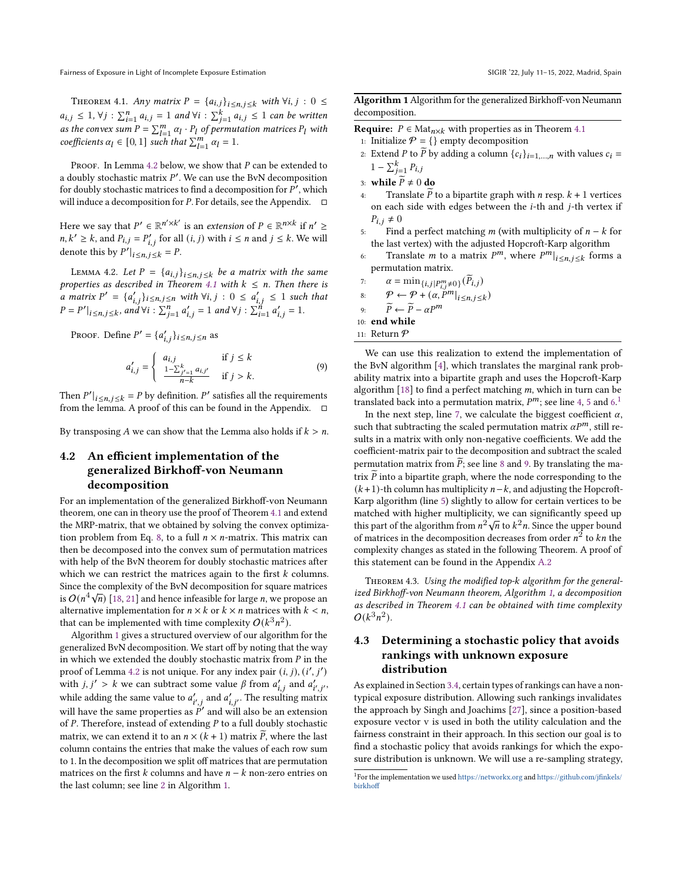Theorem 4.1. *Any matrix $P = \{a_{i,j}\}_{i \le n, j \le k}$ with $\forall i, j : 0 \le a_{i,j} \le 1$, $\forall j : \sum_{i=1}^{n} a_{i,j} = 1$ and $\forall i : \sum_{j=1}^{k} a_{i,j} \le 1$ can be written as the convex sum $P = \sum_{l=1}^{m} \alpha_l \cdot P_l$ of permutation matrices $P_l$ with coefficients $\alpha_l \in [0, 1]$ such that $\sum_{l=1}^{m} \alpha_l = 1$.*

Proof. In Lemma 4.2 below, we show that $P$ can be extended to a doubly stochastic matrix $P'$. We can use the BvN decomposition for doubly stochastic matrices to find a decomposition for $P'$, which will induce a decomposition for $P$. For details, see the Appendix. □

Here we say that $P' \in \mathbb{R}^{n' \times k'}$ is an *extension* of $P \in \mathbb{R}^{n \times k}$ if $n' \ge n, k' \ge k$, and $P_{i,j} = P'_{i,j}$ for all $(i, j)$ with $i \le n$ and $j \le k$. We will denote this by $P'|_{i \le n, j \le k} = P$.

Lemma 4.2. *Let $P = \{a_{i,j}\}_{i \le n, j \le k}$ be a matrix with the same properties as described in Theorem 4.1 with $k \le n$. Then there is a matrix $P' = \{a'_{i,j}\}_{i \le n, j \le n}$ with $\forall i, j : 0 \le a'_{i,j} \le 1$ such that $P = P'|_{i \le n, j \le k}$, and $\forall i : \sum_{j=1}^{n} a'_{i,j} = 1$ and $\forall j : \sum_{i=1}^{n} a'_{i,j} = 1$.*

Proof. Define $P' = \{a'_{i,j}\}_{i \le n, j \le n}$ as

$$a'_{i,j} = \begin{cases} a_{i,j} & \text{if } j \le k \\ \frac{1 - \sum_{j'=1}^{k} a_{i,j'}}{n-k} & \text{if } j > k. \end{cases} \tag{9}$$

Then $P'|_{i \le n, j \le k} = P$ by definition. $P'$ satisfies all the requirements from the lemma. A proof of this can be found in the Appendix. □

By transposing $A$ we can show that the Lemma also holds if $k > n$.

## 4.2 An efficient implementation of the generalized Birkhoff-von Neumann decomposition

For an implementation of the generalized Birkhoff-von Neumann theorem, one can in theory use the proof of Theorem 4.1 and extend the MRP-matrix, that we obtained by solving the convex optimization problem from Eq. 8, to a full $n \times n$-matrix. This matrix can then be decomposed into the convex sum of permutation matrices with help of the BvN theorem for doubly stochastic matrices after which we can restrict the matrices again to the first $k$ columns. Since the complexity of the BvN decomposition for square matrices is $O(n^4\sqrt{n})$ [18, 21] and hence infeasible for large $n$, we propose an alternative implementation for $n \times k$ or $k \times n$ matrices with $k < n$, that can be implemented with time complexity $O(k^3 n^2)$.

Algorithm 1 gives a structured overview of our algorithm for the generalized BvN decomposition. We start off by noting that the way in which we extended the doubly stochastic matrix from $P$ in the proof of Lemma 4.2 is not unique. For any index pair $(i, j), (i', j')$ with $j, j' > k$ we can subtract some value $\beta$ from $a'_{i,j}$ and $a'_{i',j'}$, while adding the same value to $a'_{i',j}$ and $a'_{i,j'}$. The resulting matrix will have the same properties as $P'$ and will also be an extension of $P$. Therefore, instead of extending $P$ to a full doubly stochastic matrix, we can extend it to an $n \times (k + 1)$ matrix $\widetilde{P}$, where the last column contains the entries that make the values of each row sum to 1. In the decomposition we split off matrices that are permutation matrices on the first $k$ columns and have $n - k$ non-zero entries on the last column; see line 2 in Algorithm 1.

**Algorithm 1** Algorithm for the generalized Birkhoff-von Neumann decomposition.

**Require:** $P \in \text{Mat}_{n \times k}$ with properties as in Theorem 4.1
1: Initialize $\mathcal{P} = \{\}$ empty decomposition
2: Extend $P$ to $\widetilde{P}$ by adding a column $\{c_i\}_{i=1,\dots,n}$ with values $c_i = 1 - \sum_{j=1}^{k} P_{i,j}$
3: **while** $\widetilde{P} \neq 0$ **do**
4: Translate $\widetilde{P}$ to a bipartite graph with $n$ resp. $k + 1$ vertices on each side with edges between the $i$-th and $j$-th vertex if $P_{i,j} \neq 0$
5: Find a perfect matching $m$ (with multiplicity of $n - k$ for the last vertex) with the adjusted Hopcroft-Karp algorithm
6: Translate $m$ to a matrix $P^m$, where $P^m|_{i \le n, j \le k}$ forms a permutation matrix.
7: $\alpha = \min_{\{i,j | P^m_{i,j} \neq 0\}}(\widetilde{P}_{i,j})$
8: $\mathcal{P} \leftarrow \mathcal{P} + (\alpha, P^m|_{i \le n, j \le k})$
9: $\widetilde{P} \leftarrow \widetilde{P} - \alpha P^m$
10: **end while**
11: Return $\mathcal{P}$

We can use this realization to extend the implementation of the BvN algorithm [4], which translates the marginal rank probability matrix into a bipartite graph and uses the Hopcroft-Karp algorithm [18] to find a perfect matching $m$, which in turn can be translated back into a permutation matrix, $P^m$; see line 4, 5 and 6.[1]

In the next step, line 7, we calculate the biggest coefficient $\alpha$, such that subtracting the scaled permutation matrix $\alpha P^m$, still results in a matrix with only non-negative coefficients. We add the coefficient-matrix pair to the decomposition and subtract the scaled permutation matrix from $\widetilde{P}$; see line 8 and 9. By translating the matrix $\widetilde{P}$ into a bipartite graph, where the node corresponding to the $(k+1)$-th column has multiplicity $n-k$, and adjusting the Hopcroft-Karp algorithm (line 5) slightly to allow for certain vertices to be matched with higher multiplicity, we can significantly speed up this part of the algorithm from $n^2\sqrt{n}$ to $k^2 n$. Since the upper bound of matrices in the decomposition decreases from order $n^2$ to $kn$ the complexity changes as stated in the following Theorem. A proof of this statement can be found in the Appendix A.2

Theorem 4.3. *Using the modified top-k algorithm for the generalized Birkhoff-von Neumann theorem, Algorithm 1, a decomposition as described in Theorem 4.1 can be obtained with time complexity $O(k^3 n^2)$.*

## 4.3 Determining a stochastic policy that avoids rankings with unknown exposure distribution

As explained in Section 3.4, certain types of rankings can have a non-typical exposure distribution. Allowing such rankings invalidates the approach by Singh and Joachims [27], since a position-based exposure vector v is used in both the utility calculation and the fairness constraint in their approach. In this section our goal is to find a stochastic policy that avoids rankings for which the exposure distribution is unknown. We will use a re-sampling strategy,

[1] For the implementation we used https://networkx.org and https://github.com/jfinkels/birkhoff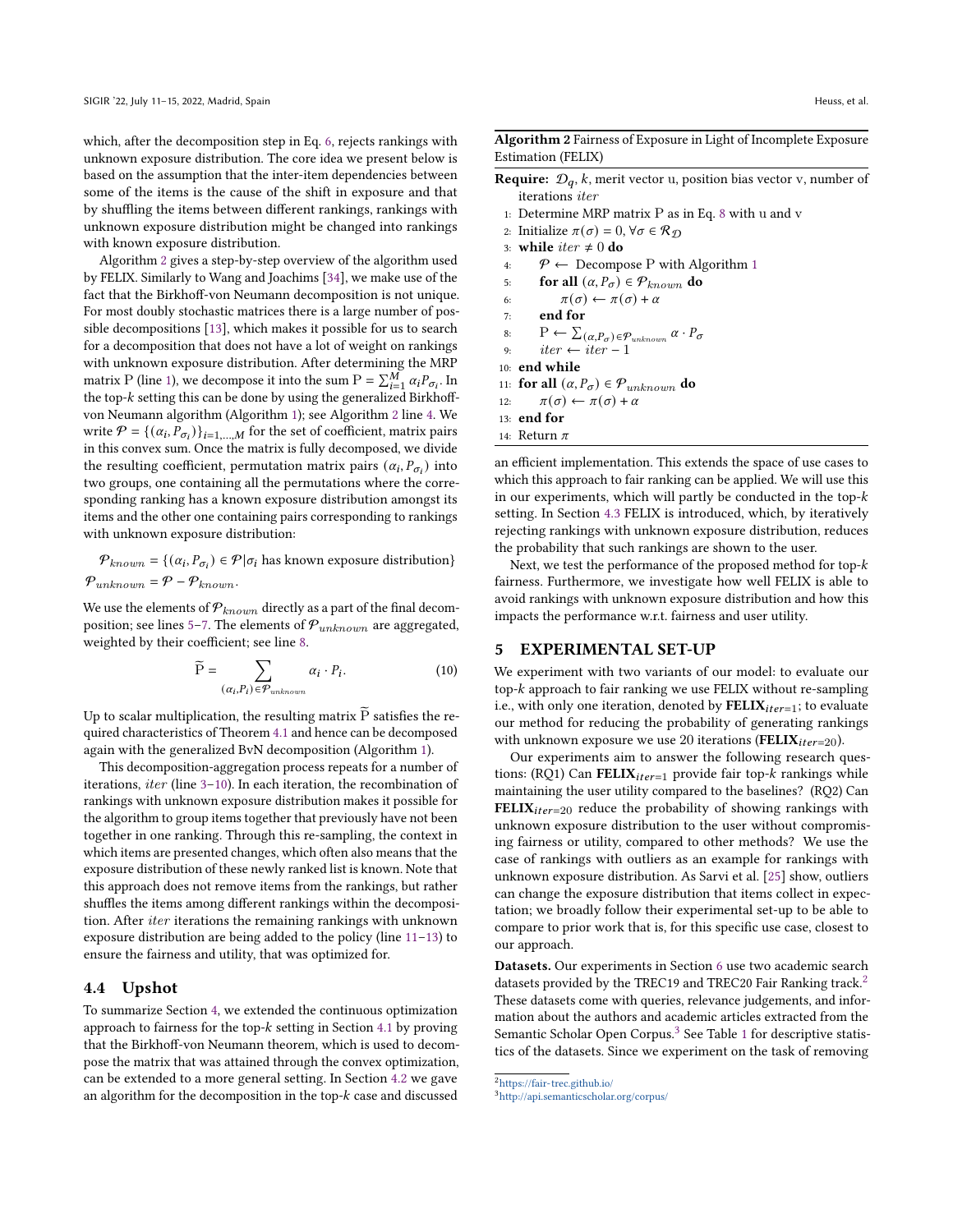which, after the decomposition step in Eq. 6, rejects rankings with unknown exposure distribution. The core idea we present below is based on the assumption that the inter-item dependencies between some of the items is the cause of the shift in exposure and that by shuffling the items between different rankings, rankings with unknown exposure distribution might be changed into rankings with known exposure distribution.

Algorithm 2 gives a step-by-step overview of the algorithm used by FELIX. Similarly to Wang and Joachims [34], we make use of the fact that the Birkhoff-von Neumann decomposition is not unique. For most doubly stochastic matrices there is a large number of possible decompositions [13], which makes it possible for us to search for a decomposition that does not have a lot of weight on rankings with unknown exposure distribution. After determining the MRP matrix $\mathrm{P}$ (line 1), we decompose it into the sum $\mathrm{P} = \sum_{i=1}^{M} \alpha_i P_{\sigma_i}$. In the top-$k$ setting this can be done by using the generalized Birkhoff-von Neumann algorithm (Algorithm 1); see Algorithm 2 line 4. We write $\mathcal{P} = \{(\alpha_i, P_{\sigma_i})\}_{i=1,\dots,M}$ for the set of coefficient, matrix pairs in this convex sum. Once the matrix is fully decomposed, we divide the resulting coefficient, permutation matrix pairs $(\alpha_i, P_{\sigma_i})$ into two groups, one containing all the permutations where the corresponding ranking has a known exposure distribution amongst its items and the other one containing pairs corresponding to rankings with unknown exposure distribution:

$$\mathcal{P}_{known} = \{(\alpha_i, P_{\sigma_i}) \in \mathcal{P} | \sigma_i \text{ has known exposure distribution}\}$$
$$\mathcal{P}_{unknown} = \mathcal{P} - \mathcal{P}_{known}.$$

We use the elements of $\mathcal{P}_{known}$ directly as a part of the final decomposition; see lines 5–7. The elements of $\mathcal{P}_{unknown}$ are aggregated, weighted by their coefficient; see line 8.

$$\widetilde{\mathrm{P}} = \sum_{(\alpha_i, P_i) \in \mathcal{P}_{unknown}} \alpha_i \cdot P_i. \tag{10}$$

Up to scalar multiplication, the resulting matrix $\widetilde{\mathrm{P}}$ satisfies the required characteristics of Theorem 4.1 and hence can be decomposed again with the generalized BvN decomposition (Algorithm 1).

This decomposition-aggregation process repeats for a number of iterations, $iter$ (line 3–10). In each iteration, the recombination of rankings with unknown exposure distribution makes it possible for the algorithm to group items together that previously have not been together in one ranking. Through this re-sampling, the context in which items are presented changes, which often also means that the exposure distribution of these newly ranked list is known. Note that this approach does not remove items from the rankings, but rather shuffles the items among different rankings within the decomposition. After $iter$ iterations the remaining rankings with unknown exposure distribution are being added to the policy (line 11–13) to ensure the fairness and utility, that was optimized for.

## 4.4 Upshot

To summarize Section 4, we extended the continuous optimization approach to fairness for the top-$k$ setting in Section 4.1 by proving that the Birkhoff-von Neumann theorem, which is used to decompose the matrix that was attained through the convex optimization, can be extended to a more general setting. In Section 4.2 we gave an algorithm for the decomposition in the top-$k$ case and discussed an efficient implementation. This extends the space of use cases to which this approach to fair ranking can be applied. We will use this in our experiments, which will partly be conducted in the top-$k$ setting. In Section 4.3 FELIX is introduced, which, by iteratively rejecting rankings with unknown exposure distribution, reduces the probability that such rankings are shown to the user.

Next, we test the performance of the proposed method for top-$k$ fairness. Furthermore, we investigate how well FELIX is able to avoid rankings with unknown exposure distribution and how this impacts the performance w.r.t. fairness and user utility.

**Algorithm 2** Fairness of Exposure in Light of Incomplete Exposure Estimation (FELIX)

**Require:** $\mathcal{D}_q$, $k$, merit vector $\mathrm{u}$, position bias vector $\mathrm{v}$, number of iterations $iter$

1: Determine MRP matrix $\mathrm{P}$ as in Eq. 8 with $\mathrm{u}$ and $\mathrm{v}$
2: Initialize $\pi(\sigma) = 0, \forall \sigma \in \mathcal{R}_{\mathcal{D}}$
3: **while** $iter \neq 0$ **do**
4: $\quad \mathcal{P} \leftarrow$ Decompose $\mathrm{P}$ with Algorithm 1
5: $\quad$ **for all** $(\alpha, P_\sigma) \in \mathcal{P}_{known}$ **do**
6: $\quad\quad \pi(\sigma) \leftarrow \pi(\sigma) + \alpha$
7: $\quad$ **end for**
8: $\quad \mathrm{P} \leftarrow \sum_{(\alpha, P_\sigma) \in \mathcal{P}_{unknown}} \alpha \cdot P_\sigma$
9: $\quad iter \leftarrow iter - 1$
10: **end while**
11: **for all** $(\alpha, P_\sigma) \in \mathcal{P}_{unknown}$ **do**
12: $\quad \pi(\sigma) \leftarrow \pi(\sigma) + \alpha$
13: **end for**
14: Return $\pi$

# 5 EXPERIMENTAL SET-UP

We experiment with two variants of our model: to evaluate our top-$k$ approach to fair ranking we use FELIX without re-sampling i.e., with only one iteration, denoted by $\textbf{FELIX}_{iter=1}$; to evaluate our method for reducing the probability of generating rankings with unknown exposure we use 20 iterations ($\textbf{FELIX}_{iter=20}$).

Our experiments aim to answer the following research questions: (RQ1) Can $\textbf{FELIX}_{iter=1}$ provide fair top-$k$ rankings while maintaining the user utility compared to the baselines? (RQ2) Can $\textbf{FELIX}_{iter=20}$ reduce the probability of showing rankings with unknown exposure distribution to the user without compromising fairness or utility, compared to other methods? We use the case of rankings with outliers as an example for rankings with unknown exposure distribution. As Sarvi et al. [25] show, outliers can change the exposure distribution that items collect in expectation; we broadly follow their experimental set-up to be able to compare to prior work that is, for this specific use case, closest to our approach.

**Datasets.** Our experiments in Section 6 use two academic search datasets provided by the TREC19 and TREC20 Fair Ranking track.[2] These datasets come with queries, relevance judgements, and information about the authors and academic articles extracted from the Semantic Scholar Open Corpus.[3] See Table 1 for descriptive statistics of the datasets. Since we experiment on the task of removing

[2] https://fair-trec.github.io/
[3] http://api.semanticscholar.org/corpus/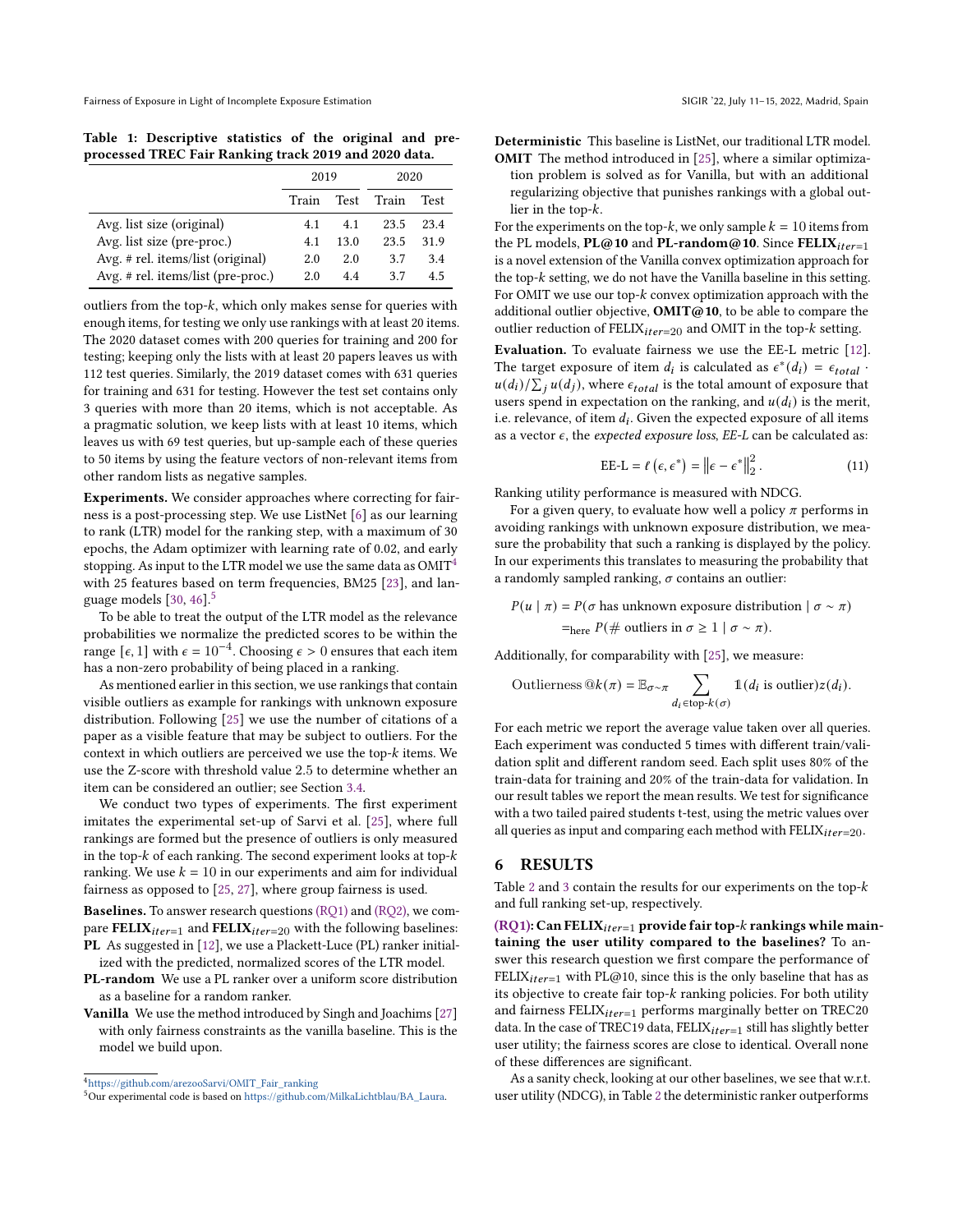**Table 1: Descriptive statistics of the original and pre-processed TREC Fair Ranking track 2019 and 2020 data.**

| | 2019 | | 2020 | |
|---|---|---|---|---|
| | Train | Test | Train | Test |
| Avg. list size (original) | 4.1 | 4.1 | 23.5 | 23.4 |
| Avg. list size (pre-proc.) | 4.1 | 13.0 | 23.5 | 31.9 |
| Avg. # rel. items/list (original) | 2.0 | 2.0 | 3.7 | 3.4 |
| Avg. # rel. items/list (pre-proc.) | 2.0 | 4.4 | 3.7 | 4.5 |

outliers from the top-$k$, which only makes sense for queries with enough items, for testing we only use rankings with at least 20 items. The 2020 dataset comes with 200 queries for training and 200 for testing; keeping only the lists with at least 20 papers leaves us with 112 test queries. Similarly, the 2019 dataset comes with 631 queries for training and 631 for testing. However the test set contains only 3 queries with more than 20 items, which is not acceptable. As a pragmatic solution, we keep lists with at least 10 items, which leaves us with 69 test queries, but up-sample each of these queries to 50 items by using the feature vectors of non-relevant items from other random lists as negative samples.

**Experiments.** We consider approaches where correcting for fairness is a post-processing step. We use ListNet [6] as our learning to rank (LTR) model for the ranking step, with a maximum of 30 epochs, the Adam optimizer with learning rate of 0.02, and early stopping. As input to the LTR model we use the same data as OMIT[4] with 25 features based on term frequencies, BM25 [23], and language models [30, 46].[5]

To be able to treat the output of the LTR model as the relevance probabilities we normalize the predicted scores to be within the range $[\epsilon, 1]$ with $\epsilon = 10^{-4}$. Choosing $\epsilon > 0$ ensures that each item has a non-zero probability of being placed in a ranking.

As mentioned earlier in this section, we use rankings that contain visible outliers as example for rankings with unknown exposure distribution. Following [25] we use the number of citations of a paper as a visible feature that may be subject to outliers. For the context in which outliers are perceived we use the top-$k$ items. We use the Z-score with threshold value 2.5 to determine whether an item can be considered an outlier; see Section 3.4.

We conduct two types of experiments. The first experiment imitates the experimental set-up of Sarvi et al. [25], where full rankings are formed but the presence of outliers is only measured in the top-$k$ of each ranking. The second experiment looks at top-$k$ ranking. We use $k = 10$ in our experiments and aim for individual fairness as opposed to [25, 27], where group fairness is used.

**Baselines.** To answer research questions (RQ1) and (RQ2), we compare **FELIX**$_{iter=1}$ and **FELIX**$_{iter=20}$ with the following baselines:

**PL** As suggested in [12], we use a Plackett-Luce (PL) ranker initialized with the predicted, normalized scores of the LTR model.

**PL-random** We use a PL ranker over a uniform score distribution as a baseline for a random ranker.

**Vanilla** We use the method introduced by Singh and Joachims [27] with only fairness constraints as the vanilla baseline. This is the model we build upon.

**Deterministic** This baseline is ListNet, our traditional LTR model.

**OMIT** The method introduced in [25], where a similar optimization problem is solved as for Vanilla, but with an additional regularizing objective that punishes rankings with a global outlier in the top-$k$.

For the experiments on the top-$k$, we only sample $k = 10$ items from the PL models, **PL@10** and **PL-random@10**. Since **FELIX**$_{iter=1}$ is a novel extension of the Vanilla convex optimization approach for the top-$k$ setting, we do not have the Vanilla baseline in this setting. For OMIT we use our top-$k$ convex optimization approach with the additional outlier objective, **OMIT@10**, to be able to compare the outlier reduction of FELIX$_{iter=20}$ and OMIT in the top-$k$ setting.

**Evaluation.** To evaluate fairness we use the EE-L metric [12]. The target exposure of item $d_i$ is calculated as $\epsilon^*(d_i) = \epsilon_{total} \cdot u(d_i)/\sum_j u(d_j)$, where $\epsilon_{total}$ is the total amount of exposure that users spend in expectation on the ranking, and $u(d_i)$ is the merit, i.e. relevance, of item $d_i$. Given the expected exposure of all items as a vector $\epsilon$, the *expected exposure loss*, *EE-L* can be calculated as:

$$\text{EE-L} = \ell\left(\epsilon, \epsilon^*\right) = \left\|\epsilon - \epsilon^*\right\|_2^2. \tag{11}$$

Ranking utility performance is measured with NDCG.

For a given query, to evaluate how well a policy $\pi$ performs in avoiding rankings with unknown exposure distribution, we measure the probability that such a ranking is displayed by the policy. In our experiments this translates to measuring the probability that a randomly sampled ranking, $\sigma$ contains an outlier:

$$\begin{aligned} P(u \mid \pi) &= P(\sigma \text{ has unknown exposure distribution} \mid \sigma \sim \pi) \\ &=_{\text{here}} P(\#\text{ outliers in } \sigma \geq 1 \mid \sigma \sim \pi). \end{aligned}$$

Additionally, for comparability with [25], we measure:

$$\text{Outlierness}\ @k(\pi) = \mathbb{E}_{\sigma\sim\pi} \sum_{d_i \in \text{top-}k(\sigma)} \mathbb{1}(d_i \text{ is outlier}) z(d_i).$$

For each metric we report the average value taken over all queries. Each experiment was conducted 5 times with different train/validation split and different random seed. Each split uses 80% of the train-data for training and 20% of the train-data for validation. In our result tables we report the mean results. We test for significance with a two tailed paired students t-test, using the metric values over all queries as input and comparing each method with FELIX$_{iter=20}$.

## 6 RESULTS

Table 2 and 3 contain the results for our experiments on the top-$k$ and full ranking set-up, respectively.

**(RQ1): Can FELIX$_{iter=1}$ provide fair top-$k$ rankings while maintaining the user utility compared to the baselines?** To answer this research question we first compare the performance of FELIX$_{iter=1}$ with PL@10, since this is the only baseline that has as its objective to create fair top-$k$ ranking policies. For both utility and fairness FELIX$_{iter=1}$ performs marginally better on TREC20 data. In the case of TREC19 data, FELIX$_{iter=1}$ still has slightly better user utility; the fairness scores are close to identical. Overall none of these differences are significant.

As a sanity check, looking at our other baselines, we see that w.r.t. user utility (NDCG), in Table 2 the deterministic ranker outperforms

[4] https://github.com/arezooSarvi/OMIT_Fair_ranking

[5] Our experimental code is based on https://github.com/MilkaLichtblau/BA_Laura.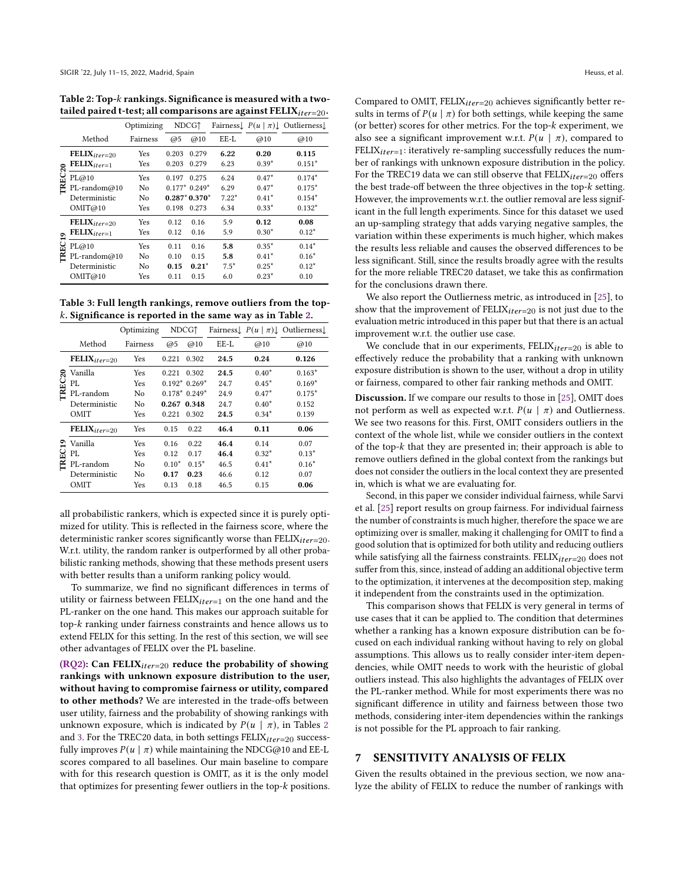**Table 2: Top-$k$ rankings. Significance is measured with a two-tailed paired t-test; all comparisons are against FELIX$_{iter=20}$.**

| | Method | Optimizing Fairness | NDCG↑ @5 | NDCG↑ @10 | Fairness↓ EE-L | $P(u \mid \pi)$↓ @10 | Outlierness↓ @10 |
|---|---|---|---|---|---|---|---|
| TREC20 | **FELIX$_{iter=20}$** | Yes | 0.203 | 0.279 | **6.22** | **0.20** | **0.115** |
| | **FELIX$_{iter=1}$** | Yes | 0.203 | 0.279 | 6.23 | 0.39* | 0.151* |
| | PL@10 | Yes | 0.197 | 0.275 | 6.24 | 0.47* | 0.174* |
| | PL-random@10 | No | 0.177* | 0.249* | 6.29 | 0.47* | 0.175* |
| | Deterministic | No | **0.287*** | **0.370*** | 7.22* | 0.41* | 0.154* |
| | OMIT@10 | Yes | 0.198 | 0.273 | 6.34 | 0.33* | 0.132* |
| TREC19 | **FELIX$_{iter=20}$** | Yes | 0.12 | 0.16 | 5.9 | **0.12** | **0.08** |
| | **FELIX$_{iter=1}$** | Yes | 0.12 | 0.16 | 5.9 | 0.30* | 0.12* |
| | PL@10 | Yes | 0.11 | 0.16 | **5.8** | 0.35* | 0.14* |
| | PL-random@10 | No | 0.10 | 0.15 | **5.8** | 0.41* | 0.16* |
| | Deterministic | No | **0.15** | **0.21*** | 7.5* | 0.25* | 0.12* |
| | OMIT@10 | Yes | 0.11 | 0.15 | 6.0 | 0.23* | 0.10 |

**Table 3: Full length rankings, remove outliers from the top-$k$. Significance is reported in the same way as in Table 2.**

| | Method | Optimizing Fairness | NDCG↑ @5 | NDCG↑ @10 | Fairness↓ EE-L | $P(u \mid \pi)$↓ @10 | Outlierness↓ @10 |
|---|---|---|---|---|---|---|---|
| TREC20 | **FELIX$_{iter=20}$** | Yes | 0.221 | 0.302 | **24.5** | **0.24** | **0.126** |
| | Vanilla | Yes | 0.221 | 0.302 | **24.5** | 0.40* | 0.163* |
| | PL | Yes | 0.192* | 0.269* | 24.7 | 0.45* | 0.169* |
| | PL-random | No | 0.178* | 0.249* | 24.9 | 0.47* | 0.175* |
| | Deterministic | No | **0.267** | **0.348** | 24.7 | 0.40* | 0.152 |
| | OMIT | Yes | 0.221 | 0.302 | **24.5** | 0.34* | 0.139 |
| TREC19 | **FELIX$_{iter=20}$** | Yes | 0.15 | 0.22 | **46.4** | **0.11** | **0.06** |
| | Vanilla | Yes | 0.16 | 0.22 | **46.4** | 0.14 | 0.07 |
| | PL | Yes | 0.12 | 0.17 | **46.4** | 0.32* | 0.13* |
| | PL-random | No | 0.10* | 0.15* | 46.5 | 0.41* | 0.16* |
| | Deterministic | No | **0.17** | **0.23** | 46.6 | 0.12 | 0.07 |
| | OMIT | Yes | 0.13 | 0.18 | 46.5 | 0.15 | **0.06** |

all probabilistic rankers, which is expected since it is purely optimized for utility. This is reflected in the fairness score, where the deterministic ranker scores significantly worse than FELIX$_{iter=20}$. W.r.t. utility, the random ranker is outperformed by all other probabilistic ranking methods, showing that these methods present users with better results than a uniform ranking policy would.

To summarize, we find no significant differences in terms of utility or fairness between FELIX$_{iter=1}$ on the one hand and the PL-ranker on the one hand. This makes our approach suitable for top-$k$ ranking under fairness constraints and hence allows us to extend FELIX for this setting. In the rest of this section, we will see other advantages of FELIX over the PL baseline.

**(RQ2): Can FELIX$_{iter=20}$ reduce the probability of showing rankings with unknown exposure distribution to the user, without having to compromise fairness or utility, compared to other methods?** We are interested in the trade-offs between user utility, fairness and the probability of showing rankings with unknown exposure, which is indicated by $P(u \mid \pi)$, in Tables 2 and 3. For the TREC20 data, in both settings FELIX$_{iter=20}$ successfully improves $P(u \mid \pi)$ while maintaining the NDCG@10 and EE-L scores compared to all baselines. Our main baseline to compare with for this research question is OMIT, as it is the only model that optimizes for presenting fewer outliers in the top-$k$ positions. Compared to OMIT, FELIX$_{iter=20}$ achieves significantly better results in terms of $P(u \mid \pi)$ for both settings, while keeping the same (or better) scores for other metrics. For the top-$k$ experiment, we also see a significant improvement w.r.t. $P(u \mid \pi)$, compared to FELIX$_{iter=1}$: iteratively re-sampling successfully reduces the number of rankings with unknown exposure distribution in the policy. For the TREC19 data we can still observe that FELIX$_{iter=20}$ offers the best trade-off between the three objectives in the top-$k$ setting. However, the improvements w.r.t. the outlier removal are less significant in the full length experiments. Since for this dataset we used an up-sampling strategy that adds varying negative samples, the variation within these experiments is much higher, which makes the results less reliable and causes the observed differences to be less significant. Still, since the results broadly agree with the results for the more reliable TREC20 dataset, we take this as confirmation for the conclusions drawn there.

We also report the Outlierness metric, as introduced in [25], to show that the improvement of FELIX$_{iter=20}$ is not just due to the evaluation metric introduced in this paper but that there is an actual improvement w.r.t. the outlier use case.

We conclude that in our experiments, FELIX$_{iter=20}$ is able to effectively reduce the probability that a ranking with unknown exposure distribution is shown to the user, without a drop in utility or fairness, compared to other fair ranking methods and OMIT.

**Discussion.** If we compare our results to those in [25], OMIT does not perform as well as expected w.r.t. $P(u \mid \pi)$ and Outlierness. We see two reasons for this. First, OMIT considers outliers in the context of the whole list, while we consider outliers in the context of the top-$k$ that they are presented in; their approach is able to remove outliers defined in the global context from the rankings but does not consider the outliers in the local context they are presented in, which is what we are evaluating for.

Second, in this paper we consider individual fairness, while Sarvi et al. [25] report results on group fairness. For individual fairness the number of constraints is much higher, therefore the space we are optimizing over is smaller, making it challenging for OMIT to find a good solution that is optimized for both utility and reducing outliers while satisfying all the fairness constraints. FELIX$_{iter=20}$ does not suffer from this, since, instead of adding an additional objective term to the optimization, it intervenes at the decomposition step, making it independent from the constraints used in the optimization.

This comparison shows that FELIX is very general in terms of use cases that it can be applied to. The condition that determines whether a ranking has a known exposure distribution can be focused on each individual ranking without having to rely on global assumptions. This allows us to really consider inter-item dependencies, while OMIT needs to work with the heuristic of global outliers instead. This also highlights the advantages of FELIX over the PL-ranker method. While for most experiments there was no significant difference in utility and fairness between those two methods, considering inter-item dependencies within the rankings is not possible for the PL approach to fair ranking.

## 7 SENSITIVITY ANALYSIS OF FELIX

Given the results obtained in the previous section, we now analyze the ability of FELIX to reduce the number of rankings with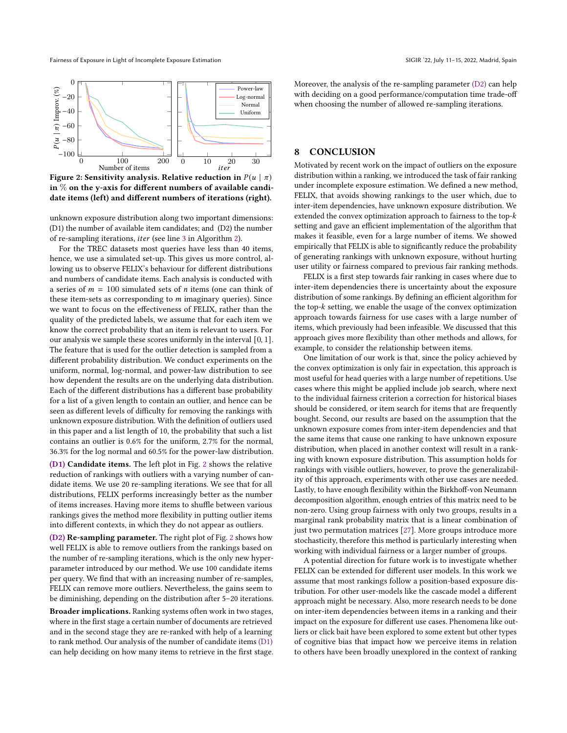Figure 2: Sensitivity analysis. Relative reduction in $P(u \mid \pi)$ in % on the y-axis for different numbers of available candidate items (left) and different numbers of iterations (right).

unknown exposure distribution along two important dimensions: (D1) the number of available item candidates; and (D2) the number of re-sampling iterations, *iter* (see line 3 in Algorithm 2).

For the TREC datasets most queries have less than 40 items, hence, we use a simulated set-up. This gives us more control, allowing us to observe FELIX's behaviour for different distributions and numbers of candidate items. Each analysis is conducted with a series of $m = 100$ simulated sets of $n$ items (one can think of these item-sets as corresponding to $m$ imaginary queries). Since we want to focus on the effectiveness of FELIX, rather than the quality of the predicted labels, we assume that for each item we know the correct probability that an item is relevant to users. For our analysis we sample these scores uniformly in the interval $[0, 1]$. The feature that is used for the outlier detection is sampled from a different probability distribution. We conduct experiments on the uniform, normal, log-normal, and power-law distribution to see how dependent the results are on the underlying data distribution. Each of the different distributions has a different base probability for a list of a given length to contain an outlier, and hence can be seen as different levels of difficulty for removing the rankings with unknown exposure distribution. With the definition of outliers used in this paper and a list length of 10, the probability that such a list contains an outlier is 0.6% for the uniform, 2.7% for the normal, 36.3% for the log normal and 60.5% for the power-law distribution.

**(D1) Candidate items.** The left plot in Fig. 2 shows the relative reduction of rankings with outliers with a varying number of candidate items. We use 20 re-sampling iterations. We see that for all distributions, FELIX performs increasingly better as the number of items increases. Having more items to shuffle between various rankings gives the method more flexibility in putting outlier items into different contexts, in which they do not appear as outliers.

**(D2) Re-sampling parameter.** The right plot of Fig. 2 shows how well FELIX is able to remove outliers from the rankings based on the number of re-sampling iterations, which is the only new hyperparameter introduced by our method. We use 100 candidate items per query. We find that with an increasing number of re-samples, FELIX can remove more outliers. Nevertheless, the gains seem to be diminishing, depending on the distribution after 5–20 iterations.

**Broader implications.** Ranking systems often work in two stages, where in the first stage a certain number of documents are retrieved and in the second stage they are re-ranked with help of a learning to rank method. Our analysis of the number of candidate items (D1) can help deciding on how many items to retrieve in the first stage. Moreover, the analysis of the re-sampling parameter (D2) can help with deciding on a good performance/computation time trade-off when choosing the number of allowed re-sampling iterations.

## 8 CONCLUSION

Motivated by recent work on the impact of outliers on the exposure distribution within a ranking, we introduced the task of fair ranking under incomplete exposure estimation. We defined a new method, FELIX, that avoids showing rankings to the user which, due to inter-item dependencies, have unknown exposure distribution. We extended the convex optimization approach to fairness to the top-$k$ setting and gave an efficient implementation of the algorithm that makes it feasible, even for a large number of items. We showed empirically that FELIX is able to significantly reduce the probability of generating rankings with unknown exposure, without hurting user utility or fairness compared to previous fair ranking methods.

FELIX is a first step towards fair ranking in cases where due to inter-item dependencies there is uncertainty about the exposure distribution of some rankings. By defining an efficient algorithm for the top-$k$ setting, we enable the usage of the convex optimization approach towards fairness for use cases with a large number of items, which previously had been infeasible. We discussed that this approach gives more flexibility than other methods and allows, for example, to consider the relationship between items.

One limitation of our work is that, since the policy achieved by the convex optimization is only fair in expectation, this approach is most useful for head queries with a large number of repetitions. Use cases where this might be applied include job search, where next to the individual fairness criterion a correction for historical biases should be considered, or item search for items that are frequently bought. Second, our results are based on the assumption that the unknown exposure comes from inter-item dependencies and that the same items that cause one ranking to have unknown exposure distribution, when placed in another context will result in a ranking with known exposure distribution. This assumption holds for rankings with visible outliers, however, to prove the generalizability of this approach, experiments with other use cases are needed. Lastly, to have enough flexibility within the Birkhoff-von Neumann decomposition algorithm, enough entries of this matrix need to be non-zero. Using group fairness with only two groups, results in a marginal rank probability matrix that is a linear combination of just two permutation matrices [27]. More groups introduce more stochasticity, therefore this method is particularly interesting when working with individual fairness or a larger number of groups.

A potential direction for future work is to investigate whether FELIX can be extended for different user models. In this work we assume that most rankings follow a position-based exposure distribution. For other user-models like the cascade model a different approach might be necessary. Also, more research needs to be done on inter-item dependencies between items in a ranking and their impact on the exposure for different use cases. Phenomena like outliers or click bait have been explored to some extent but other types of cognitive bias that impact how we perceive items in relation to others have been broadly unexplored in the context of ranking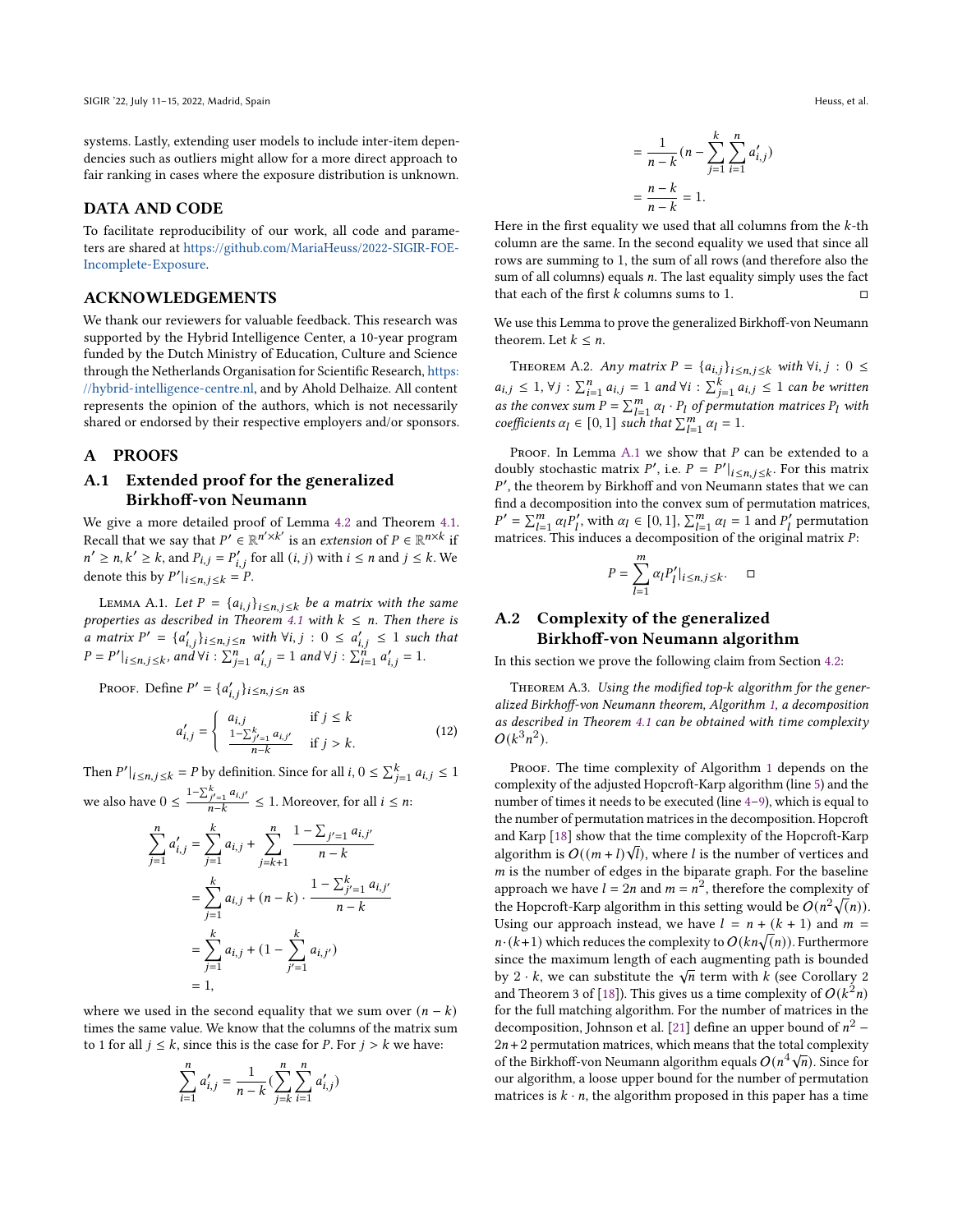systems. Lastly, extending user models to include inter-item dependencies such as outliers might allow for a more direct approach to fair ranking in cases where the exposure distribution is unknown.

## DATA AND CODE

To facilitate reproducibility of our work, all code and parameters are shared at https://github.com/MariaHeuss/2022-SIGIR-FOE-Incomplete-Exposure.

## ACKNOWLEDGEMENTS

We thank our reviewers for valuable feedback. This research was supported by the Hybrid Intelligence Center, a 10-year program funded by the Dutch Ministry of Education, Culture and Science through the Netherlands Organisation for Scientific Research, https://hybrid-intelligence-centre.nl, and by Ahold Delhaize. All content represents the opinion of the authors, which is not necessarily shared or endorsed by their respective employers and/or sponsors.

## A PROOFS

### A.1 Extended proof for the generalized Birkhoff-von Neumann

We give a more detailed proof of Lemma 4.2 and Theorem 4.1. Recall that we say that $P' \in \mathbb{R}^{n' \times k'}$ is an *extension* of $P \in \mathbb{R}^{n \times k}$ if $n' \geq n, k' \geq k$, and $P_{i,j} = P'_{i,j}$ for all $(i, j)$ with $i \leq n$ and $j \leq k$. We denote this by $P'|_{i \leq n, j \leq k} = P$.

Lemma A.1. *Let $P = \{a_{i,j}\}_{i \leq n, j \leq k}$ be a matrix with the same properties as described in Theorem 4.1 with $k \leq n$. Then there is a matrix $P' = \{a'_{i,j}\}_{i \leq n, j \leq n}$ with $\forall i, j : 0 \leq a'_{i,j} \leq 1$ such that $P = P'|_{i \leq n, j \leq k}$, and $\forall i : \sum_{j=1}^{n} a'_{i,j} = 1$ and $\forall j : \sum_{i=1}^{n} a'_{i,j} = 1$.*

Proof. Define $P' = \{a'_{i,j}\}_{i \leq n, j \leq n}$ as

$$a'_{i,j} = \begin{cases} a_{i,j} & \text{if } j \leq k \\ \frac{1 - \sum_{j'=1}^{k} a_{i,j'}}{n-k} & \text{if } j > k. \end{cases} \tag{12}$$

Then $P'|_{i \leq n, j \leq k} = P$ by definition. Since for all $i$, $0 \leq \sum_{j=1}^{k} a_{i,j} \leq 1$ we also have $0 \leq \frac{1 - \sum_{j'=1}^{k} a_{i,j'}}{n-k} \leq 1$. Moreover, for all $i \leq n$:

$$\begin{aligned} \sum_{j=1}^{n} a'_{i,j} &= \sum_{j=1}^{k} a_{i,j} + \sum_{j=k+1}^{n} \frac{1 - \sum_{j'=1} a_{i,j'}}{n-k} \\ &= \sum_{j=1}^{k} a_{i,j} + (n-k) \cdot \frac{1 - \sum_{j'=1}^{k} a_{i,j'}}{n-k} \\ &= \sum_{j=1}^{k} a_{i,j} + (1 - \sum_{j'=1}^{k} a_{i,j'}) \\ &= 1, \end{aligned}$$

where we used in the second equality that we sum over $(n-k)$ times the same value. We know that the columns of the matrix sum to 1 for all $j \leq k$, since this is the case for $P$. For $j > k$ we have:

$$\begin{aligned} \sum_{i=1}^{n} a'_{i,j} &= \frac{1}{n-k} (\sum_{j=k}^{n} \sum_{i=1}^{n} a'_{i,j}) \\ &= \frac{1}{n-k} (n - \sum_{j=1}^{k} \sum_{i=1}^{n} a'_{i,j}) \\ &= \frac{n-k}{n-k} = 1. \end{aligned}$$

Here in the first equality we used that all columns from the $k$-th column are the same. In the second equality we used that since all rows are summing to 1, the sum of all rows (and therefore also the sum of all columns) equals $n$. The last equality simply uses the fact that each of the first $k$ columns sums to 1. ◻

We use this Lemma to prove the generalized Birkhoff-von Neumann theorem. Let $k \leq n$.

Theorem A.2. *Any matrix $P = \{a_{i,j}\}_{i \leq n, j \leq k}$ with $\forall i, j : 0 \leq a_{i,j} \leq 1$, $\forall j : \sum_{i=1}^{n} a_{i,j} = 1$ and $\forall i : \sum_{j=1}^{k} a_{i,j} \leq 1$ can be written as the convex sum $P = \sum_{l=1}^{m} \alpha_l \cdot P_l$ of permutation matrices $P_l$ with coefficients $\alpha_l \in [0, 1]$ such that $\sum_{l=1}^{m} \alpha_l = 1$.*

Proof. In Lemma A.1 we show that $P$ can be extended to a doubly stochastic matrix $P'$, i.e. $P = P'|_{i \leq n, j \leq k}$. For this matrix $P'$, the theorem by Birkhoff and von Neumann states that we can find a decomposition into the convex sum of permutation matrices, $P' = \sum_{l=1}^{m} \alpha_l P'_l$, with $\alpha_l \in [0, 1]$, $\sum_{l=1}^{m} \alpha_l = 1$ and $P'_l$ permutation matrices. This induces a decomposition of the original matrix $P$:

$$P = \sum_{l=1}^{m} \alpha_l P'_l|_{i \leq n, j \leq k}. \quad ◻$$

### A.2 Complexity of the generalized Birkhoff-von Neumann algorithm

In this section we prove the following claim from Section 4.2:

Theorem A.3. *Using the modified top-$k$ algorithm for the generalized Birkhoff-von Neumann theorem, Algorithm 1, a decomposition as described in Theorem 4.1 can be obtained with time complexity $O(k^3 n^2)$.*

Proof. The time complexity of Algorithm 1 depends on the complexity of the adjusted Hopcroft-Karp algorithm (line 5) and the number of times it needs to be executed (line 4–9), which is equal to the number of permutation matrices in the decomposition. Hopcroft and Karp [18] show that the time complexity of the Hopcroft-Karp algorithm is $O((m + l)\sqrt{l})$, where $l$ is the number of vertices and $m$ is the number of edges in the biparate graph. For the baseline approach we have $l = 2n$ and $m = n^2$, therefore the complexity of the Hopcroft-Karp algorithm in this setting would be $O(n^2\sqrt{(n)})$. Using our approach instead, we have $l = n + (k + 1)$ and $m = n \cdot (k+1)$ which reduces the complexity to $O(kn\sqrt{(n)})$. Furthermore since the maximum length of each augmenting path is bounded by $2 \cdot k$, we can substitute the $\sqrt{n}$ term with $k$ (see Corollary 2 and Theorem 3 of [18]). This gives us a time complexity of $O(k^2 n)$ for the full matching algorithm. For the number of matrices in the decomposition, Johnson et al. [21] define an upper bound of $n^2 - 2n + 2$ permutation matrices, which means that the total complexity of the Birkhoff-von Neumann algorithm equals $O(n^4\sqrt{n})$. Since for our algorithm, a loose upper bound for the number of permutation matrices is $k \cdot n$, the algorithm proposed in this paper has a time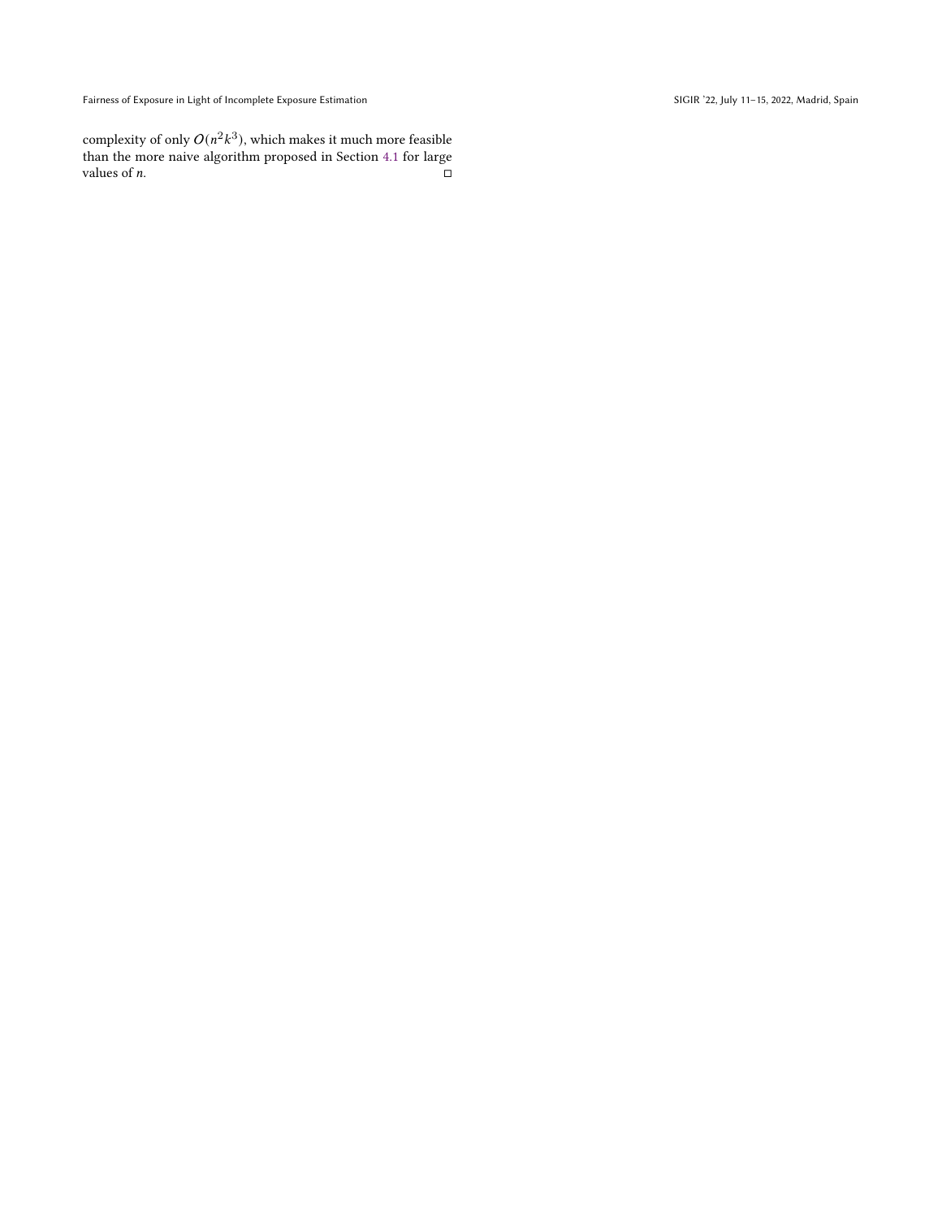complexity of only $O(n^2k^3)$, which makes it much more feasible than the more naive algorithm proposed in Section 4.1 for large values of $n$. □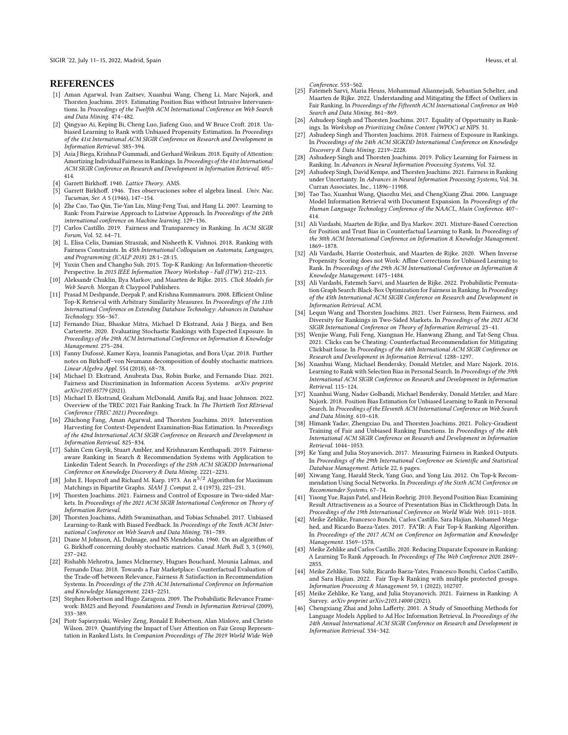# REFERENCES

[1] Aman Agarwal, Ivan Zaitsev, Xuanhui Wang, Cheng Li, Marc Najork, and Thorsten Joachims. 2019. Estimating Position Bias without Intrusive Interventions. In *Proceedings of the Twelfth ACM International Conference on Web Search and Data Mining*. 474–482.

[2] Qingyao Ai, Keping Bi, Cheng Luo, Jiafeng Guo, and W Bruce Croft. 2018. Unbiased Learning to Rank with Unbiased Propensity Estimation. In *Proceedings of the 41st International ACM SIGIR Conference on Research and Development in Information Retrieval*. 385–394.

[3] Asia J Biega, Krishna P Gummadi, and Gerhard Weikum. 2018. Equity of Attention: Amortizing Individual Fairness in Rankings. In *Proceedings of the 41st International ACM SIGIR Conference on Research and Development in Information Retrieval*. 405–414.

[4] Garrett Birkhoff. 1940. *Lattice Theory*. AMS.

[5] Garrett Birkhoff. 1946. Tres observaciones sobre el algebra lineal. *Univ. Nac. Tucuman, Ser. A* 5 (1946), 147–154.

[6] Zhe Cao, Tao Qin, Tie-Yan Liu, Ming-Feng Tsai, and Hang Li. 2007. Learning to Rank: From Pairwise Approach to Listwise Approach. In *Proceedings of the 24th international conference on Machine learning*. 129–136.

[7] Carlos Castillo. 2019. Fairness and Transparency in Ranking. In *ACM SIGIR Forum*, Vol. 52. 64–71.

[8] L. Elisa Celis, Damian Straszak, and Nisheeth K. Vishnoi. 2018. Ranking with Fairness Constraints. In *45th International Colloquium on Automata, Languages, and Programming (ICALP 2018)*. 28:1–28:15.

[9] Yuxin Chen and Changho Suh. 2015. Top-K Ranking: An Information-theoretic Perspective. In *2015 IEEE Information Theory Workshop - Fall (ITW)*. 212–213.

[10] Aleksandr Chuklin, Ilya Markov, and Maarten de Rijke. 2015. *Click Models for Web Search*. Morgan & Claypool Publishers.

[11] Prasad M Deshpande, Deepak P, and Krishna Kummamuru. 2008. Efficient Online Top-K Retrieval with Arbitrary Similarity Measures. In *Proceedings of the 11th International Conference on Extending Database Technology: Advances in Database Technology*. 356–367.

[12] Fernando Diaz, Bhaskar Mitra, Michael D Ekstrand, Asia J Biega, and Ben Carterette. 2020. Evaluating Stochastic Rankings with Expected Exposure. In *Proceedings of the 29th ACM International Conference on Information & Knowledge Management*. 275–284.

[13] Fanny Dufossé, Kamer Kaya, Ioannis Panagiotas, and Bora Uçar. 2018. Further notes on Birkhoff–von Neumann decomposition of doubly stochastic matrices. *Linear Algebra Appl.* 554 (2018), 68–78.

[14] Michael D. Ekstrand, Anubrata Das, Robin Burke, and Fernando Diaz. 2021. Fairness and Discrimination in Information Access Systems. *arXiv preprint arXiv:2105.05779* (2021).

[15] Michael D. Ekstrand, Graham McDonald, Amifa Raj, and Isaac Johnson. 2022. Overview of the TREC 2021 Fair Ranking Track. In *The Thirtieth Text REtrieval Conference (TREC 2021) Proceedings*.

[16] Zhichong Fang, Aman Agarwal, and Thorsten Joachims. 2019. Intervention Harvesting for Context-Dependent Examination-Bias Estimation. In *Proceedings of the 42nd International ACM SIGIR Conference on Research and Development in Information Retrieval*. 825–834.

[17] Sahin Cem Geyik, Stuart Ambler, and Krishnaram Kenthapadi. 2019. Fairness-aware Ranking in Search & Recommendation Systems with Application to Linkedin Talent Search. In *Proceedings of the 25th ACM SIGKDD International Conference on Knowledge Discovery & Data Mining*. 2221–2231.

[18] John E. Hopcroft and Richard M. Karp. 1973. An $n^{5/2}$ Algorithm for Maximum Matchings in Bipartite Graphs. *SIAM J. Comput.* 2, 4 (1973), 225–231.

[19] Thorsten Joachims. 2021. Fairness and Control of Exposure in Two-sided Markets. In *Proceedings of the 2021 ACM SIGIR International Conference on Theory of Information Retrieval*.

[20] Thorsten Joachims, Adith Swaminathan, and Tobias Schnabel. 2017. Unbiased Learning-to-Rank with Biased Feedback. In *Proceedings of the Tenth ACM International Conference on Web Search and Data Mining*. 781–789.

[21] Diane M Johnson, AL Dulmage, and NS Mendelsohn. 1960. On an algorithm of G. Birkhoff concerning doubly stochastic matrices. *Canad. Math. Bull.* 3, 3 (1960), 237–242.

[22] Rishabh Mehrotra, James McInerney, Hugues Bouchard, Mounia Lalmas, and Fernando Diaz. 2018. Towards a Fair Marketplace: Counterfactual Evaluation of the Trade-off between Relevance, Fairness & Satisfaction in Recommendation Systems. In *Proceedings of the 27th ACM International Conference on Information and Knowledge Management*. 2243–2251.

[23] Stephen Robertson and Hugo Zaragoza. 2009. The Probabilistic Relevance Framework: BM25 and Beyond. *Foundations and Trends in Information Retrieval* (2009), 333–389.

[24] Piotr Sapiezynski, Wesley Zeng, Ronald E Robertson, Alan Mislove, and Christo Wilson. 2019. Quantifying the Impact of User Attention on Fair Group Representation in Ranked Lists. In *Companion Proceedings of The 2019 World Wide Web Conference*. 553–562.

[25] Fatemeh Sarvi, Maria Heuss, Mohammad Aliannejadi, Sebastian Schelter, and Maarten de Rijke. 2022. Understanding and Mitigating the Effect of Outliers in Fair Ranking. In *Proceedings of the Fifteenth ACM International Conference on Web Search and Data Mining*. 861–869.

[26] Ashudeep Singh and Thorsten Joachims. 2017. Equality of Opportunity in Rankings. In *Workshop on Prioritizing Online Content (WPOC) at NIPS*. 31.

[27] Ashudeep Singh and Thorsten Joachims. 2018. Fairness of Exposure in Rankings. In *Proceedings of the 24th ACM SIGKDD International Conference on Knowledge Discovery & Data Mining*. 2219–2228.

[28] Ashudeep Singh and Thorsten Joachims. 2019. Policy Learning for Fairness in Ranking. In *Advances in Neural Information Processing Systems*, Vol. 32.

[29] Ashudeep Singh, David Kempe, and Thorsten Joachims. 2021. Fairness in Ranking under Uncertainty. In *Advances in Neural Information Processing Systems*, Vol. 34. Curran Associates, Inc., 11896–11908.

[30] Tao Tao, Xuanhui Wang, Qiaozhu Mei, and ChengXiang Zhai. 2006. Language Model Information Retrieval with Document Expansion. In *Proceedings of the Human Language Technology Conference of the NAACL, Main Conference*. 407–414.

[31] Ali Vardasbi, Maarten de Rijke, and Ilya Markov. 2021. Mixture-Based Correction for Position and Trust Bias in Counterfactual Learning to Rank. In *Proceedings of the 30th ACM International Conference on Information & Knowledge Management*. 1869–1878.

[32] Ali Vardasbi, Harrie Oosterhuis, and Maarten de Rijke. 2020. When Inverse Propensity Scoring does not Work: Affine Corrections for Unbiased Learning to Rank. In *Proceedings of the 29th ACM International Conference on Information & Knowledge Management*. 1475–1484.

[33] Ali Vardasbi, Fatemeh Sarvi, and Maarten de Rijke. 2022. Probabilistic Permutation Graph Search: Black-Box Optimization for Fairness in Ranking. In *Proceedings of the 45th International ACM SIGIR Conference on Research and Development in Information Retrieval*. ACM.

[34] Lequn Wang and Thorsten Joachims. 2021. User Fairness, Item Fairness, and Diversity for Rankings in Two-Sided Markets. In *Proceedings of the 2021 ACM SIGIR International Conference on Theory of Information Retrieval*. 23–41.

[35] Wenjie Wang, Fuli Feng, Xiangnan He, Hanwang Zhang, and Tat-Seng Chua. 2021. Clicks can be Cheating: Counterfactual Recommendation for Mitigating Clickbait Issue. In *Proceedings of the 44th International ACM SIGIR Conference on Research and Development in Information Retrieval*. 1288–1297.

[36] Xuanhui Wang, Michael Bendersky, Donald Metzler, and Marc Najork. 2016. Learning to Rank with Selection Bias in Personal Search. In *Proceedings of the 39th International ACM SIGIR Conference on Research and Development in Information Retrieval*. 115–124.

[37] Xuanhui Wang, Nadav Golbandi, Michael Bendersky, Donald Metzler, and Marc Najork. 2018. Position Bias Estimation for Unbiased Learning to Rank in Personal Search. In *Proceedings of the Eleventh ACM International Conference on Web Search and Data Mining*. 610–618.

[38] Himank Yadav, Zhengxiao Du, and Thorsten Joachims. 2021. Policy-Gradient Training of Fair and Unbiased Ranking Functions. In *Proceedings of the 44th International ACM SIGIR Conference on Research and Development in Information Retrieval*. 1044–1053.

[39] Ke Yang and Julia Stoyanovich. 2017. Measuring Fairness in Ranked Outputs. In *Proceedings of the 29th International Conference on Scientific and Statistical Database Management*. Article 22, 6 pages.

[40] Xiwang Yang, Harald Steck, Yang Guo, and Yong Liu. 2012. On Top-k Recommendation Using Social Networks. In *Proceedings of the Sixth ACM Conference on Recommender Systems*. 67–74.

[41] Yisong Yue, Rajan Patel, and Hein Roehrig. 2010. Beyond Position Bias: Examining Result Attractiveness as a Source of Presentation Bias in Clickthrough Data. In *Proceedings of the 19th International Conference on World Wide Web*. 1011–1018.

[42] Meike Zehlike, Francesco Bonchi, Carlos Castillo, Sara Hajian, Mohamed Megahed, and Ricardo Baeza-Yates. 2017. FA*IR: A Fair Top-k Ranking Algorithm. In *Proceedings of the 2017 ACM on Conference on Information and Knowledge Management*. 1569–1578.

[43] Meike Zehlike and Carlos Castillo. 2020. Reducing Disparate Exposure in Ranking: A Learning To Rank Approach. In *Proceedings of The Web Conference 2020*. 2849–2855.

[44] Meike Zehlike, Tom Sühr, Ricardo Baeza-Yates, Francesco Bonchi, Carlos Castillo, and Sara Hajian. 2022. Fair Top-k Ranking with multiple protected groups. *Information Processing & Management* 59, 1 (2022), 102707.

[45] Meike Zehlike, Ke Yang, and Julia Stoyanovich. 2021. Fairness in Ranking: A Survey. *arXiv preprint arXiv:2103.14000* (2021).

[46] Chengxiang Zhai and John Lafferty. 2001. A Study of Smoothing Methods for Language Models Applied to Ad Hoc Information Retrieval. In *Proceedings of the 24th Annual International ACM SIGIR Conference on Research and Development in Information Retrieval*. 334–342.